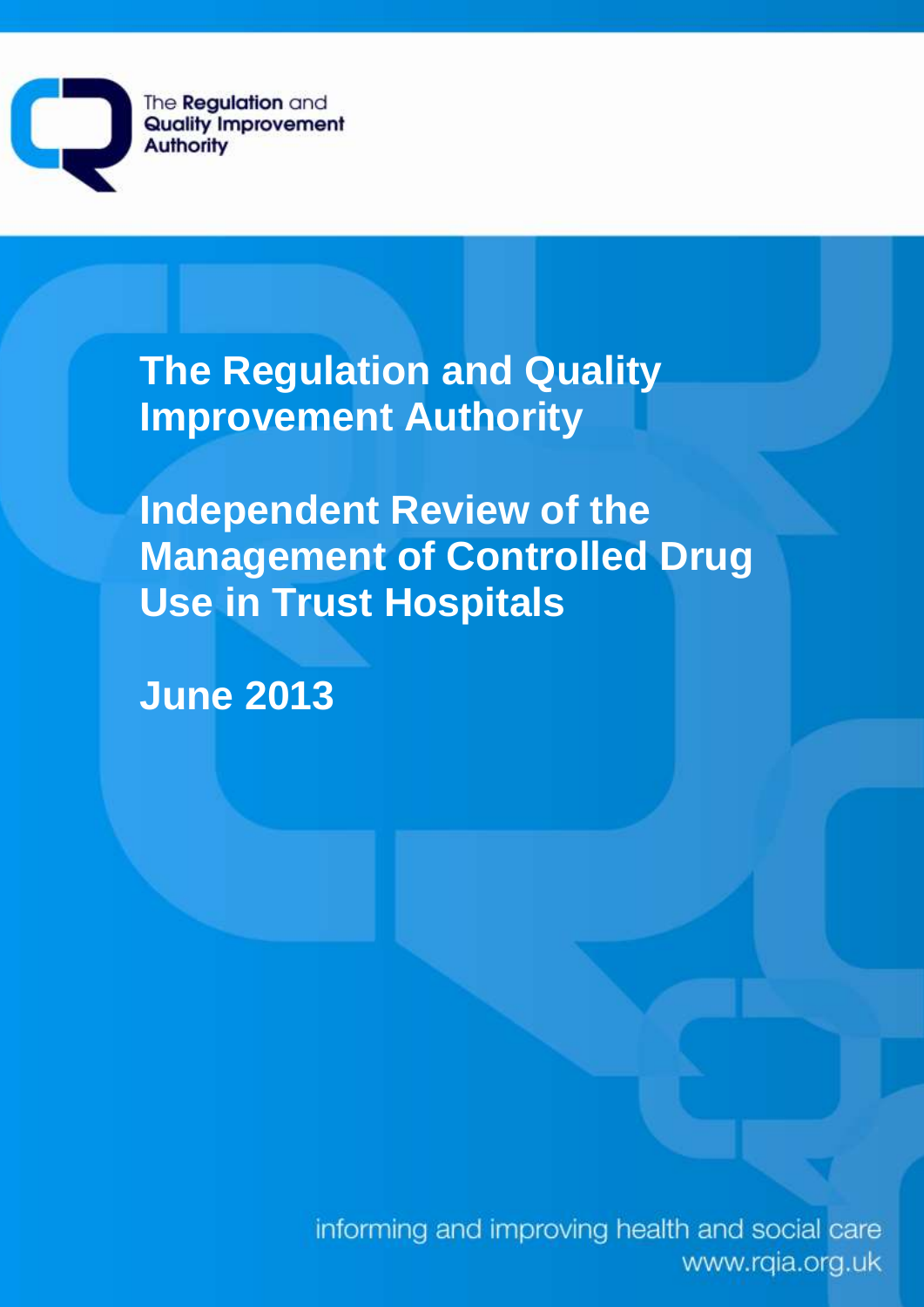The Regulation and Quality Improvement Authority

# The Regulation and Quality Improvement Authority

# Independent Review of the Management of Controlled Drug Use in Trust Hospitals

## June 2013

informing and improving health and social care
www.rqia.org.uk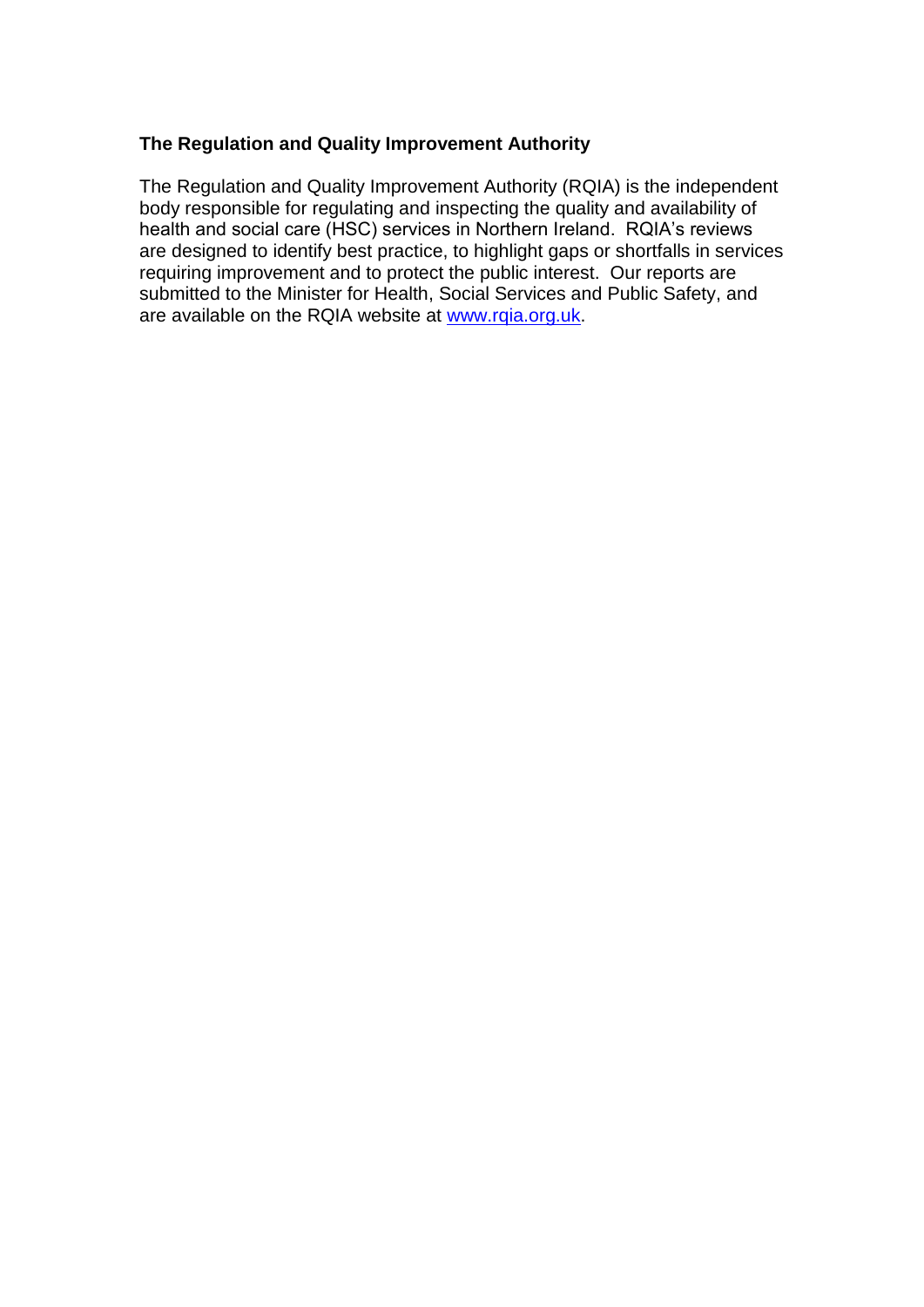**The Regulation and Quality Improvement Authority**

The Regulation and Quality Improvement Authority (RQIA) is the independent body responsible for regulating and inspecting the quality and availability of health and social care (HSC) services in Northern Ireland. RQIA's reviews are designed to identify best practice, to highlight gaps or shortfalls in services requiring improvement and to protect the public interest. Our reports are submitted to the Minister for Health, Social Services and Public Safety, and are available on the RQIA website at [www.rqia.org.uk](http://www.rqia.org.uk).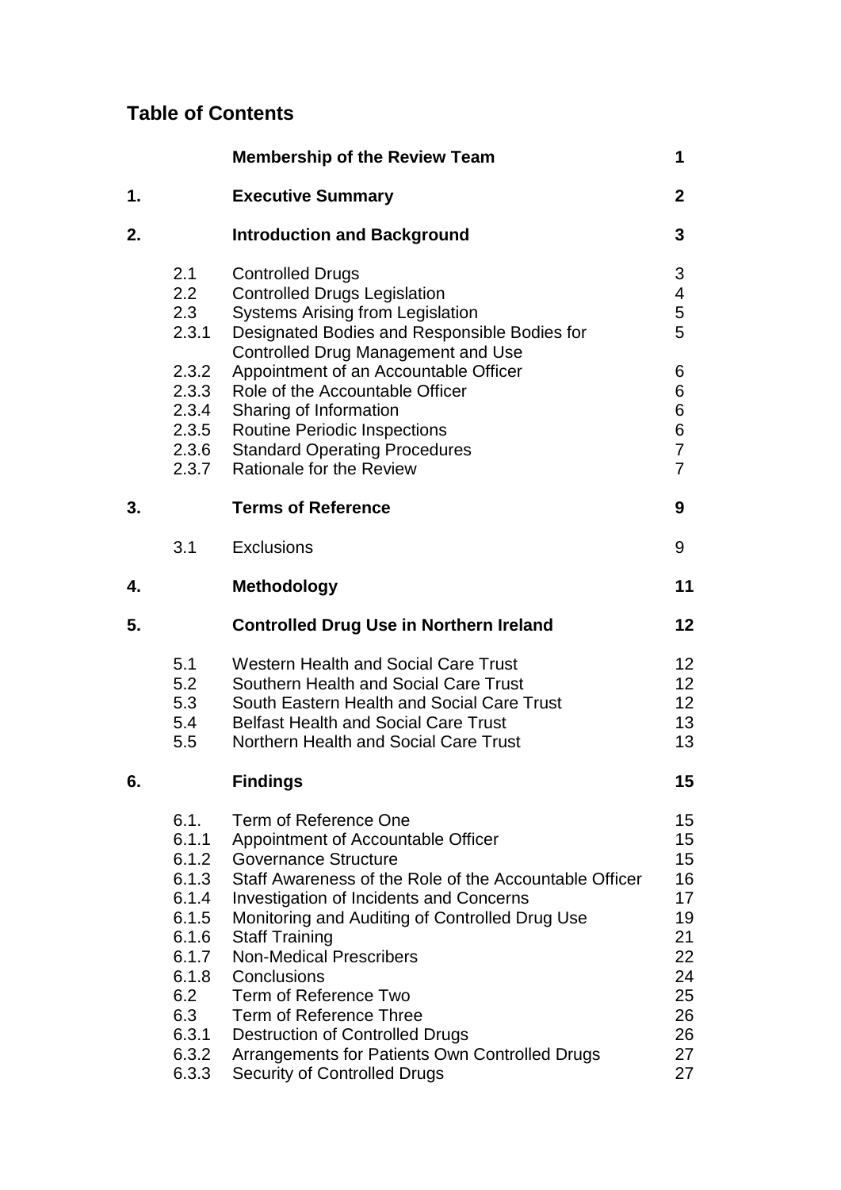## Table of Contents

| | | | |
|---|---|---|---|
| | | **Membership of the Review Team** | **1** |
| **1.** | | **Executive Summary** | **2** |
| **2.** | | **Introduction and Background** | **3** |
| | 2.1 | Controlled Drugs | 3 |
| | 2.2 | Controlled Drugs Legislation | 4 |
| | 2.3 | Systems Arising from Legislation | 5 |
| | 2.3.1 | Designated Bodies and Responsible Bodies for Controlled Drug Management and Use | 5 |
| | 2.3.2 | Appointment of an Accountable Officer | 6 |
| | 2.3.3 | Role of the Accountable Officer | 6 |
| | 2.3.4 | Sharing of Information | 6 |
| | 2.3.5 | Routine Periodic Inspections | 6 |
| | 2.3.6 | Standard Operating Procedures | 7 |
| | 2.3.7 | Rationale for the Review | 7 |
| **3.** | | **Terms of Reference** | **9** |
| | 3.1 | Exclusions | 9 |
| **4.** | | **Methodology** | **11** |
| **5.** | | **Controlled Drug Use in Northern Ireland** | **12** |
| | 5.1 | Western Health and Social Care Trust | 12 |
| | 5.2 | Southern Health and Social Care Trust | 12 |
| | 5.3 | South Eastern Health and Social Care Trust | 12 |
| | 5.4 | Belfast Health and Social Care Trust | 13 |
| | 5.5 | Northern Health and Social Care Trust | 13 |
| **6.** | | **Findings** | **15** |
| | 6.1. | Term of Reference One | 15 |
| | 6.1.1 | Appointment of Accountable Officer | 15 |
| | 6.1.2 | Governance Structure | 15 |
| | 6.1.3 | Staff Awareness of the Role of the Accountable Officer | 16 |
| | 6.1.4 | Investigation of Incidents and Concerns | 17 |
| | 6.1.5 | Monitoring and Auditing of Controlled Drug Use | 19 |
| | 6.1.6 | Staff Training | 21 |
| | 6.1.7 | Non-Medical Prescribers | 22 |
| | 6.1.8 | Conclusions | 24 |
| | 6.2 | Term of Reference Two | 25 |
| | 6.3 | Term of Reference Three | 26 |
| | 6.3.1 | Destruction of Controlled Drugs | 26 |
| | 6.3.2 | Arrangements for Patients Own Controlled Drugs | 27 |
| | 6.3.3 | Security of Controlled Drugs | 27 |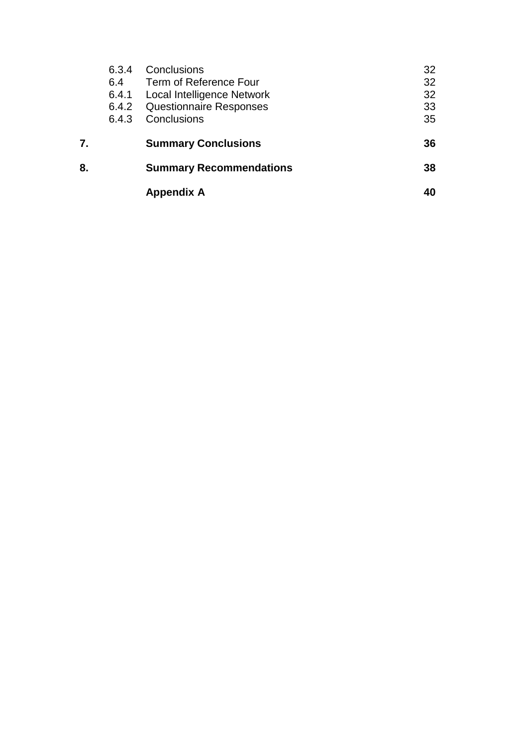| | | | |
|---|---|---|---|
| | 6.3.4 | Conclusions | 32 |
| | 6.4 | Term of Reference Four | 32 |
| | 6.4.1 | Local Intelligence Network | 32 |
| | 6.4.2 | Questionnaire Responses | 33 |
| | 6.4.3 | Conclusions | 35 |
| **7.** | | **Summary Conclusions** | **36** |
| **8.** | | **Summary Recommendations** | **38** |
| | | **Appendix A** | **40** |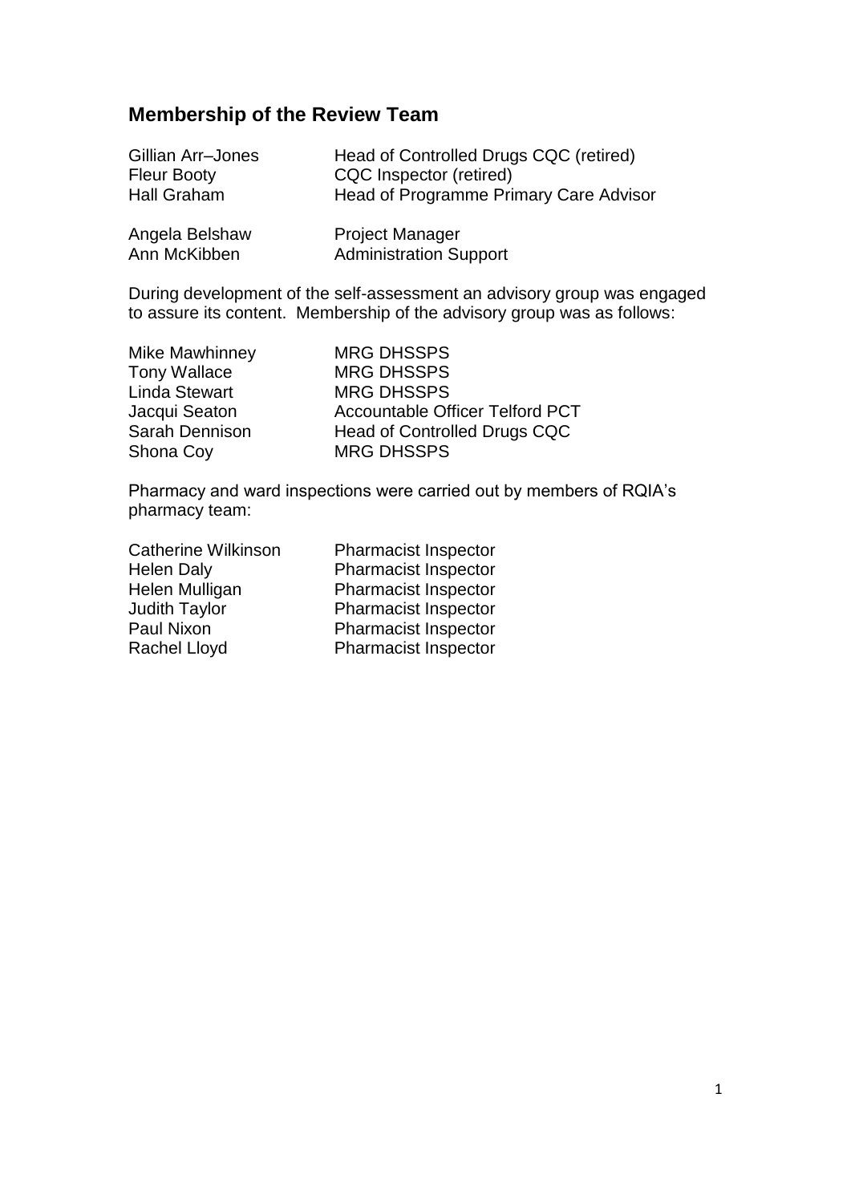## Membership of the Review Team

| | |
|---|---|
| Gillian Arr–Jones | Head of Controlled Drugs CQC (retired) |
| Fleur Booty | CQC Inspector (retired) |
| Hall Graham | Head of Programme Primary Care Advisor |
| Angela Belshaw | Project Manager |
| Ann McKibben | Administration Support |

During development of the self-assessment an advisory group was engaged to assure its content. Membership of the advisory group was as follows:

| | |
|---|---|
| Mike Mawhinney | MRG DHSSPS |
| Tony Wallace | MRG DHSSPS |
| Linda Stewart | MRG DHSSPS |
| Jacqui Seaton | Accountable Officer Telford PCT |
| Sarah Dennison | Head of Controlled Drugs CQC |
| Shona Coy | MRG DHSSPS |

Pharmacy and ward inspections were carried out by members of RQIA's pharmacy team:

| | |
|---|---|
| Catherine Wilkinson | Pharmacist Inspector |
| Helen Daly | Pharmacist Inspector |
| Helen Mulligan | Pharmacist Inspector |
| Judith Taylor | Pharmacist Inspector |
| Paul Nixon | Pharmacist Inspector |
| Rachel Lloyd | Pharmacist Inspector |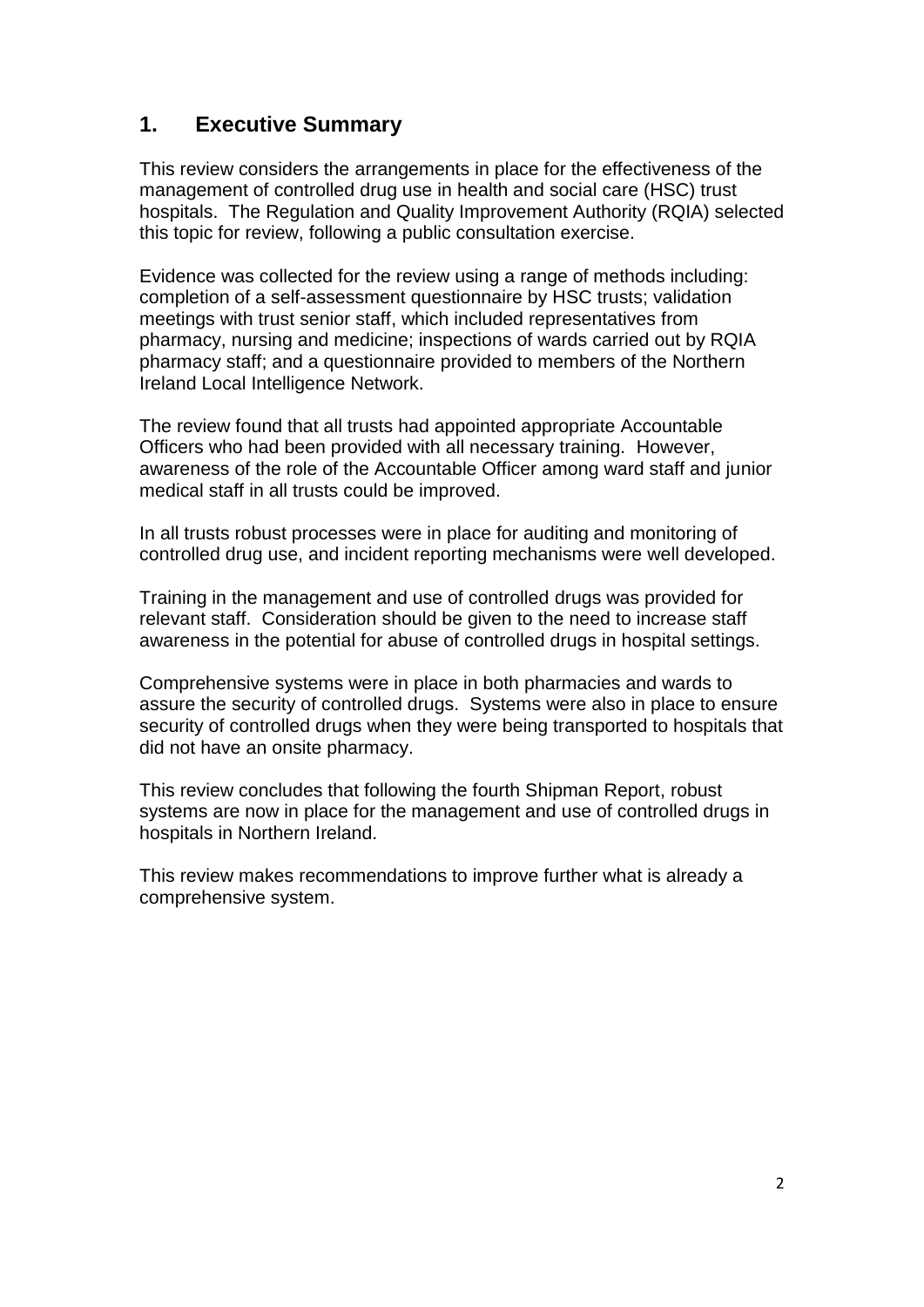## 1. Executive Summary

This review considers the arrangements in place for the effectiveness of the management of controlled drug use in health and social care (HSC) trust hospitals. The Regulation and Quality Improvement Authority (RQIA) selected this topic for review, following a public consultation exercise.

Evidence was collected for the review using a range of methods including: completion of a self-assessment questionnaire by HSC trusts; validation meetings with trust senior staff, which included representatives from pharmacy, nursing and medicine; inspections of wards carried out by RQIA pharmacy staff; and a questionnaire provided to members of the Northern Ireland Local Intelligence Network.

The review found that all trusts had appointed appropriate Accountable Officers who had been provided with all necessary training. However, awareness of the role of the Accountable Officer among ward staff and junior medical staff in all trusts could be improved.

In all trusts robust processes were in place for auditing and monitoring of controlled drug use, and incident reporting mechanisms were well developed.

Training in the management and use of controlled drugs was provided for relevant staff. Consideration should be given to the need to increase staff awareness in the potential for abuse of controlled drugs in hospital settings.

Comprehensive systems were in place in both pharmacies and wards to assure the security of controlled drugs. Systems were also in place to ensure security of controlled drugs when they were being transported to hospitals that did not have an onsite pharmacy.

This review concludes that following the fourth Shipman Report, robust systems are now in place for the management and use of controlled drugs in hospitals in Northern Ireland.

This review makes recommendations to improve further what is already a comprehensive system.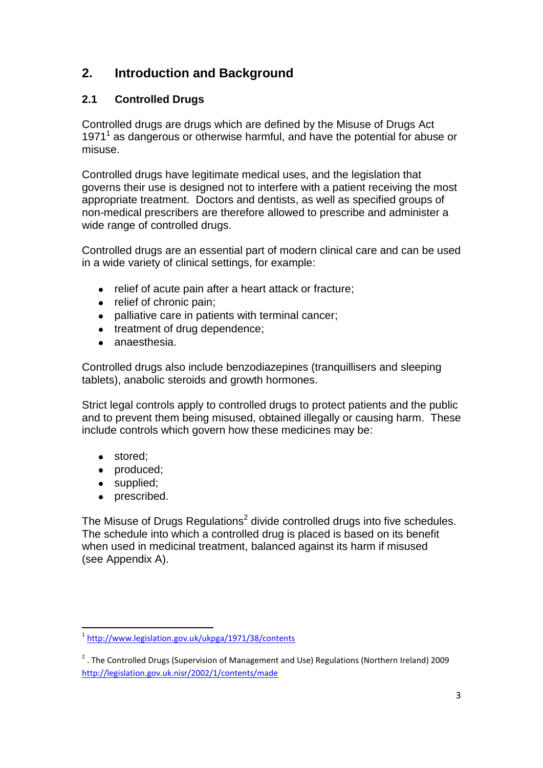## 2. Introduction and Background

### 2.1 Controlled Drugs

Controlled drugs are drugs which are defined by the Misuse of Drugs Act 1971[1] as dangerous or otherwise harmful, and have the potential for abuse or misuse.

Controlled drugs have legitimate medical uses, and the legislation that governs their use is designed not to interfere with a patient receiving the most appropriate treatment. Doctors and dentists, as well as specified groups of non-medical prescribers are therefore allowed to prescribe and administer a wide range of controlled drugs.

Controlled drugs are an essential part of modern clinical care and can be used in a wide variety of clinical settings, for example:

- relief of acute pain after a heart attack or fracture;
- relief of chronic pain;
- palliative care in patients with terminal cancer;
- treatment of drug dependence;
- anaesthesia.

Controlled drugs also include benzodiazepines (tranquillisers and sleeping tablets), anabolic steroids and growth hormones.

Strict legal controls apply to controlled drugs to protect patients and the public and to prevent them being misused, obtained illegally or causing harm. These include controls which govern how these medicines may be:

- stored;
- produced;
- supplied;
- prescribed.

The Misuse of Drugs Regulations[2] divide controlled drugs into five schedules. The schedule into which a controlled drug is placed is based on its benefit when used in medicinal treatment, balanced against its harm if misused (see Appendix A).

---

[1] http://www.legislation.gov.uk/ukpga/1971/38/contents

[2] . The Controlled Drugs (Supervision of Management and Use) Regulations (Northern Ireland) 2009 http://legislation.gov.uk.nisr/2002/1/contents/made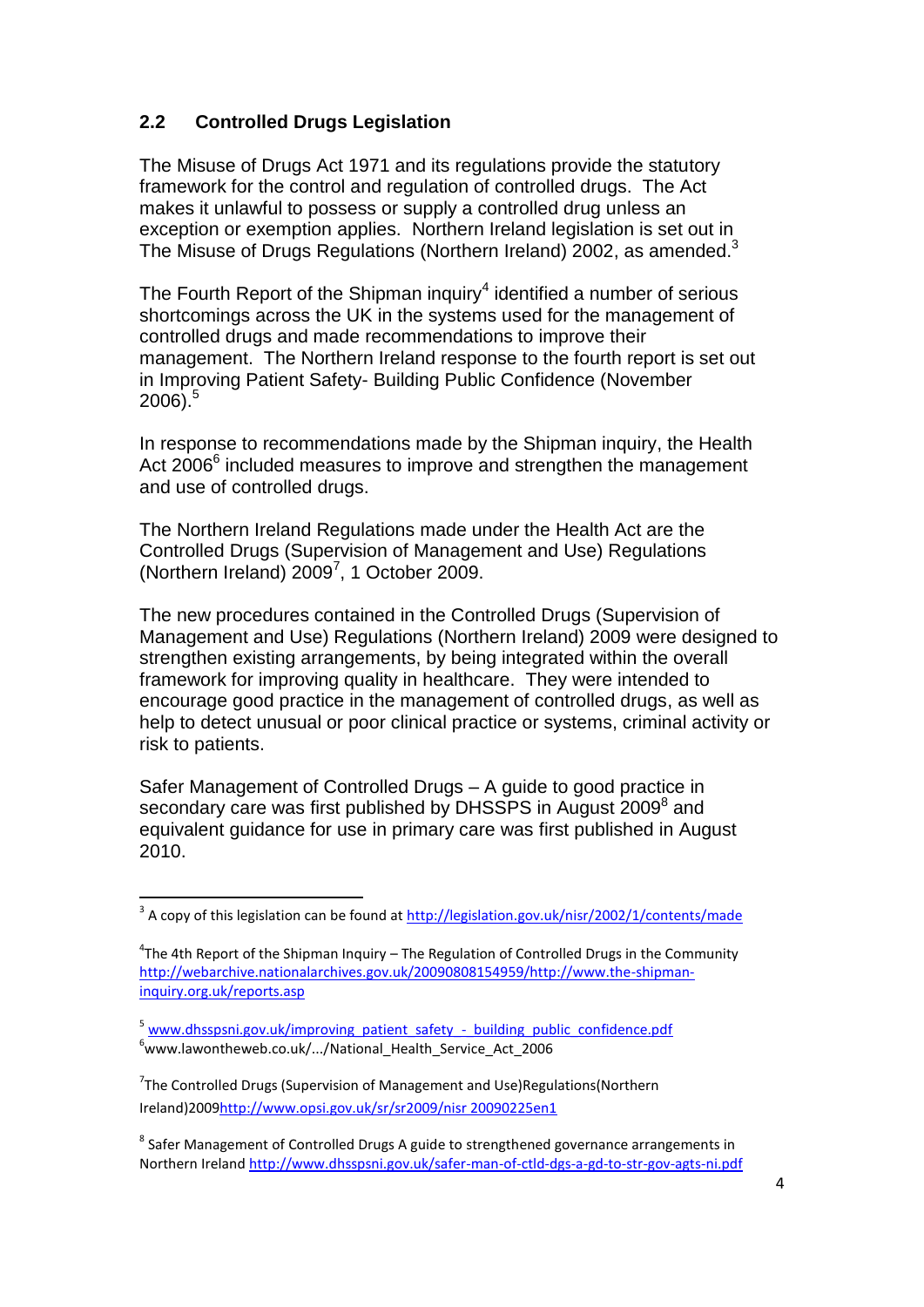## 2.2 Controlled Drugs Legislation

The Misuse of Drugs Act 1971 and its regulations provide the statutory framework for the control and regulation of controlled drugs. The Act makes it unlawful to possess or supply a controlled drug unless an exception or exemption applies. Northern Ireland legislation is set out in The Misuse of Drugs Regulations (Northern Ireland) 2002, as amended.[3]

The Fourth Report of the Shipman inquiry[4] identified a number of serious shortcomings across the UK in the systems used for the management of controlled drugs and made recommendations to improve their management. The Northern Ireland response to the fourth report is set out in Improving Patient Safety- Building Public Confidence (November 2006).[5]

In response to recommendations made by the Shipman inquiry, the Health Act 2006[6] included measures to improve and strengthen the management and use of controlled drugs.

The Northern Ireland Regulations made under the Health Act are the Controlled Drugs (Supervision of Management and Use) Regulations (Northern Ireland) 2009[7], 1 October 2009.

The new procedures contained in the Controlled Drugs (Supervision of Management and Use) Regulations (Northern Ireland) 2009 were designed to strengthen existing arrangements, by being integrated within the overall framework for improving quality in healthcare. They were intended to encourage good practice in the management of controlled drugs, as well as help to detect unusual or poor clinical practice or systems, criminal activity or risk to patients.

Safer Management of Controlled Drugs – A guide to good practice in secondary care was first published by DHSSPS in August 2009[8] and equivalent guidance for use in primary care was first published in August 2010.

---

[3] A copy of this legislation can be found at http://legislation.gov.uk/nisr/2002/1/contents/made

[4] The 4th Report of the Shipman Inquiry – The Regulation of Controlled Drugs in the Community http://webarchive.nationalarchives.gov.uk/20090808154959/http://www.the-shipman-inquiry.org.uk/reports.asp

[5] www.dhsspsni.gov.uk/improving_patient_safety_-_building_public_confidence.pdf

[6] www.lawontheweb.co.uk/.../National_Health_Service_Act_2006

[7] The Controlled Drugs (Supervision of Management and Use)Regulations(Northern Ireland)2009http://www.opsi.gov.uk/sr/sr2009/nisr 20090225en1

[8] Safer Management of Controlled Drugs A guide to strengthened governance arrangements in Northern Ireland http://www.dhsspsni.gov.uk/safer-man-of-ctld-dgs-a-gd-to-str-gov-agts-ni.pdf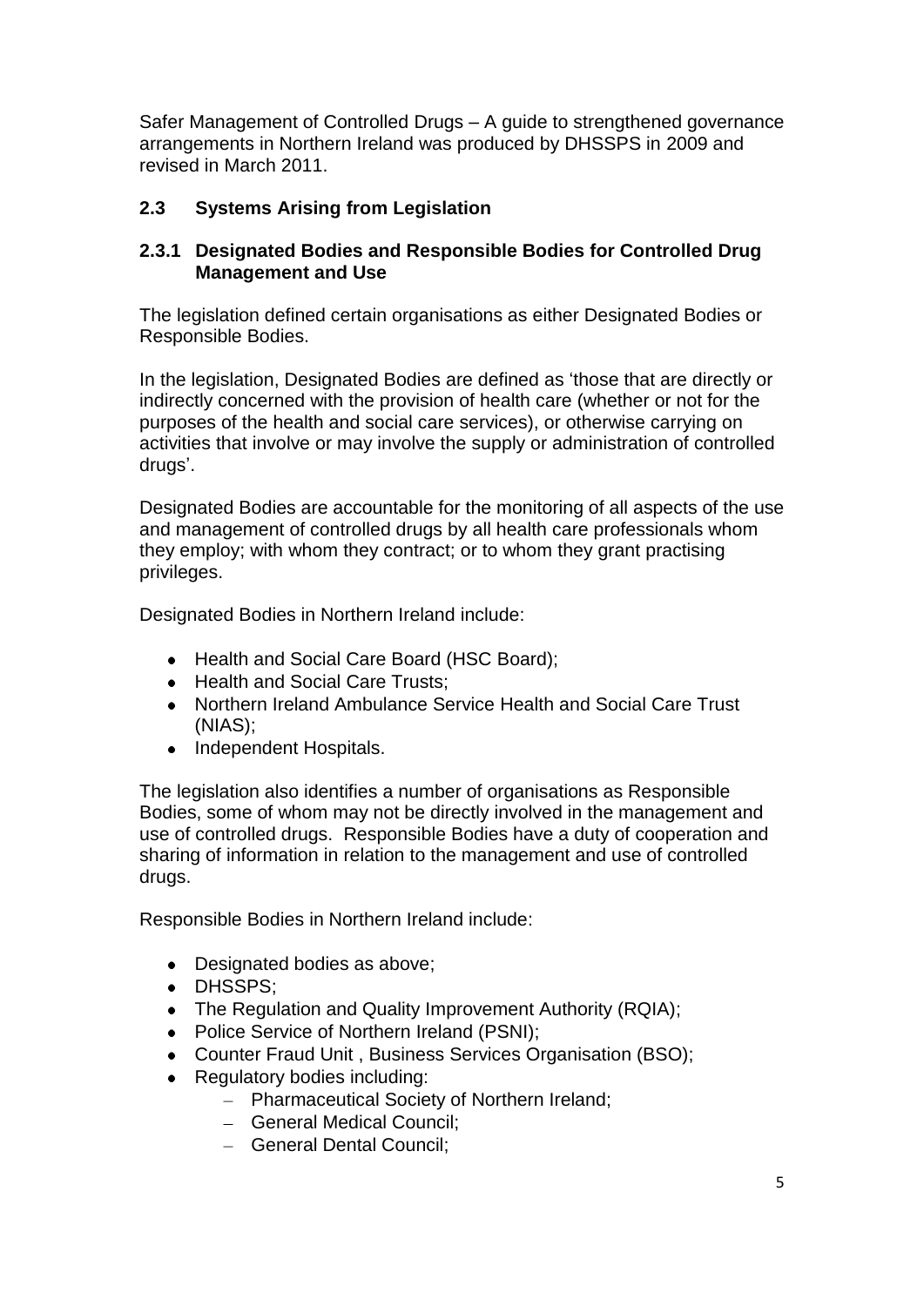Safer Management of Controlled Drugs – A guide to strengthened governance arrangements in Northern Ireland was produced by DHSSPS in 2009 and revised in March 2011.

## 2.3 Systems Arising from Legislation

### 2.3.1 Designated Bodies and Responsible Bodies for Controlled Drug Management and Use

The legislation defined certain organisations as either Designated Bodies or Responsible Bodies.

In the legislation, Designated Bodies are defined as 'those that are directly or indirectly concerned with the provision of health care (whether or not for the purposes of the health and social care services), or otherwise carrying on activities that involve or may involve the supply or administration of controlled drugs'.

Designated Bodies are accountable for the monitoring of all aspects of the use and management of controlled drugs by all health care professionals whom they employ; with whom they contract; or to whom they grant practising privileges.

Designated Bodies in Northern Ireland include:

- Health and Social Care Board (HSC Board);
- Health and Social Care Trusts;
- Northern Ireland Ambulance Service Health and Social Care Trust (NIAS);
- Independent Hospitals.

The legislation also identifies a number of organisations as Responsible Bodies, some of whom may not be directly involved in the management and use of controlled drugs. Responsible Bodies have a duty of cooperation and sharing of information in relation to the management and use of controlled drugs.

Responsible Bodies in Northern Ireland include:

- Designated bodies as above;
- DHSSPS;
- The Regulation and Quality Improvement Authority (RQIA);
- Police Service of Northern Ireland (PSNI);
- Counter Fraud Unit , Business Services Organisation (BSO);
- Regulatory bodies including:
  - Pharmaceutical Society of Northern Ireland;
  - General Medical Council;
  - General Dental Council;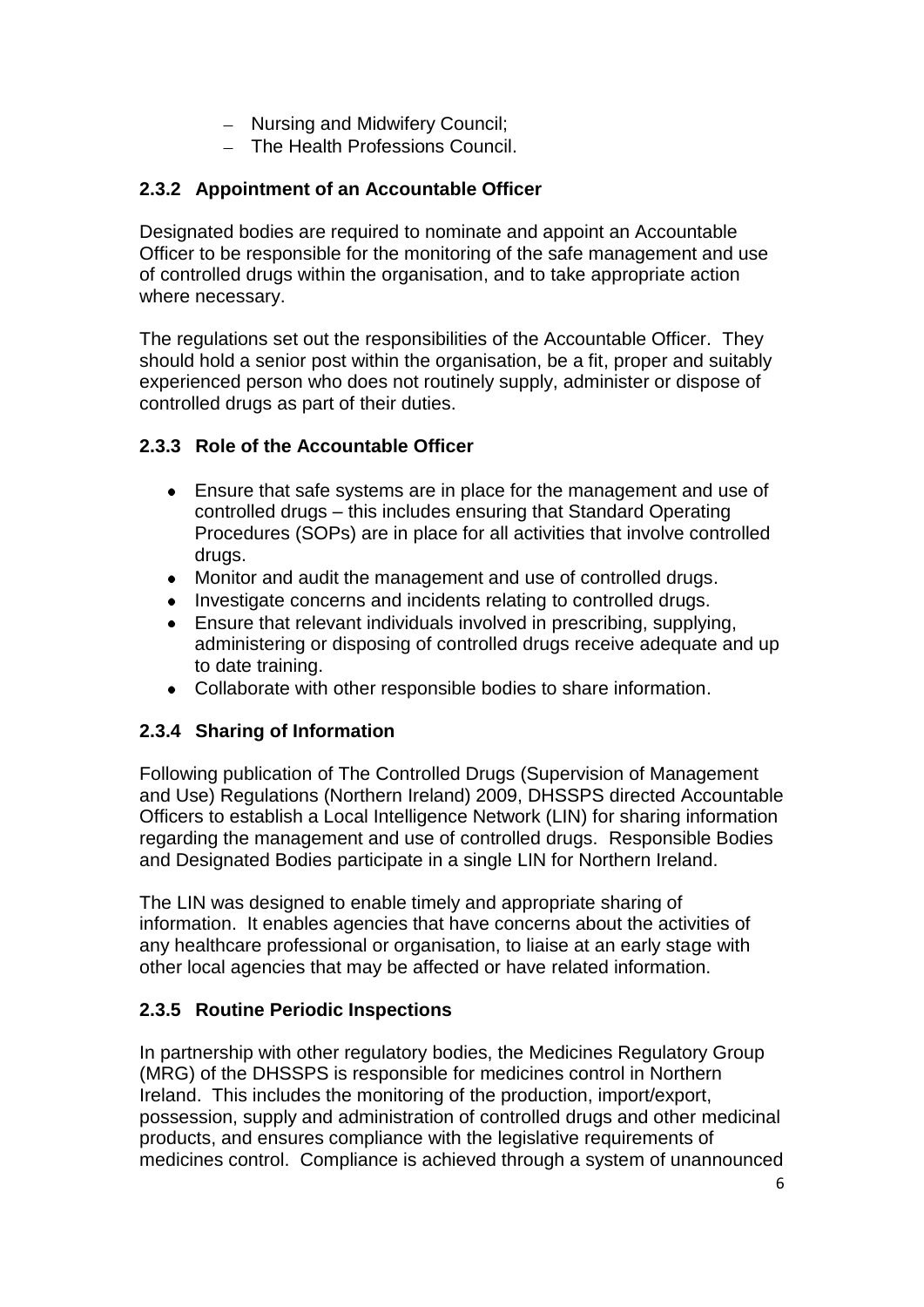- Nursing and Midwifery Council;
  - The Health Professions Council.

### 2.3.2 Appointment of an Accountable Officer

Designated bodies are required to nominate and appoint an Accountable Officer to be responsible for the monitoring of the safe management and use of controlled drugs within the organisation, and to take appropriate action where necessary.

The regulations set out the responsibilities of the Accountable Officer. They should hold a senior post within the organisation, be a fit, proper and suitably experienced person who does not routinely supply, administer or dispose of controlled drugs as part of their duties.

### 2.3.3 Role of the Accountable Officer

- Ensure that safe systems are in place for the management and use of controlled drugs – this includes ensuring that Standard Operating Procedures (SOPs) are in place for all activities that involve controlled drugs.
- Monitor and audit the management and use of controlled drugs.
- Investigate concerns and incidents relating to controlled drugs.
- Ensure that relevant individuals involved in prescribing, supplying, administering or disposing of controlled drugs receive adequate and up to date training.
- Collaborate with other responsible bodies to share information.

### 2.3.4 Sharing of Information

Following publication of The Controlled Drugs (Supervision of Management and Use) Regulations (Northern Ireland) 2009, DHSSPS directed Accountable Officers to establish a Local Intelligence Network (LIN) for sharing information regarding the management and use of controlled drugs. Responsible Bodies and Designated Bodies participate in a single LIN for Northern Ireland.

The LIN was designed to enable timely and appropriate sharing of information. It enables agencies that have concerns about the activities of any healthcare professional or organisation, to liaise at an early stage with other local agencies that may be affected or have related information.

### 2.3.5 Routine Periodic Inspections

In partnership with other regulatory bodies, the Medicines Regulatory Group (MRG) of the DHSSPS is responsible for medicines control in Northern Ireland. This includes the monitoring of the production, import/export, possession, supply and administration of controlled drugs and other medicinal products, and ensures compliance with the legislative requirements of medicines control. Compliance is achieved through a system of unannounced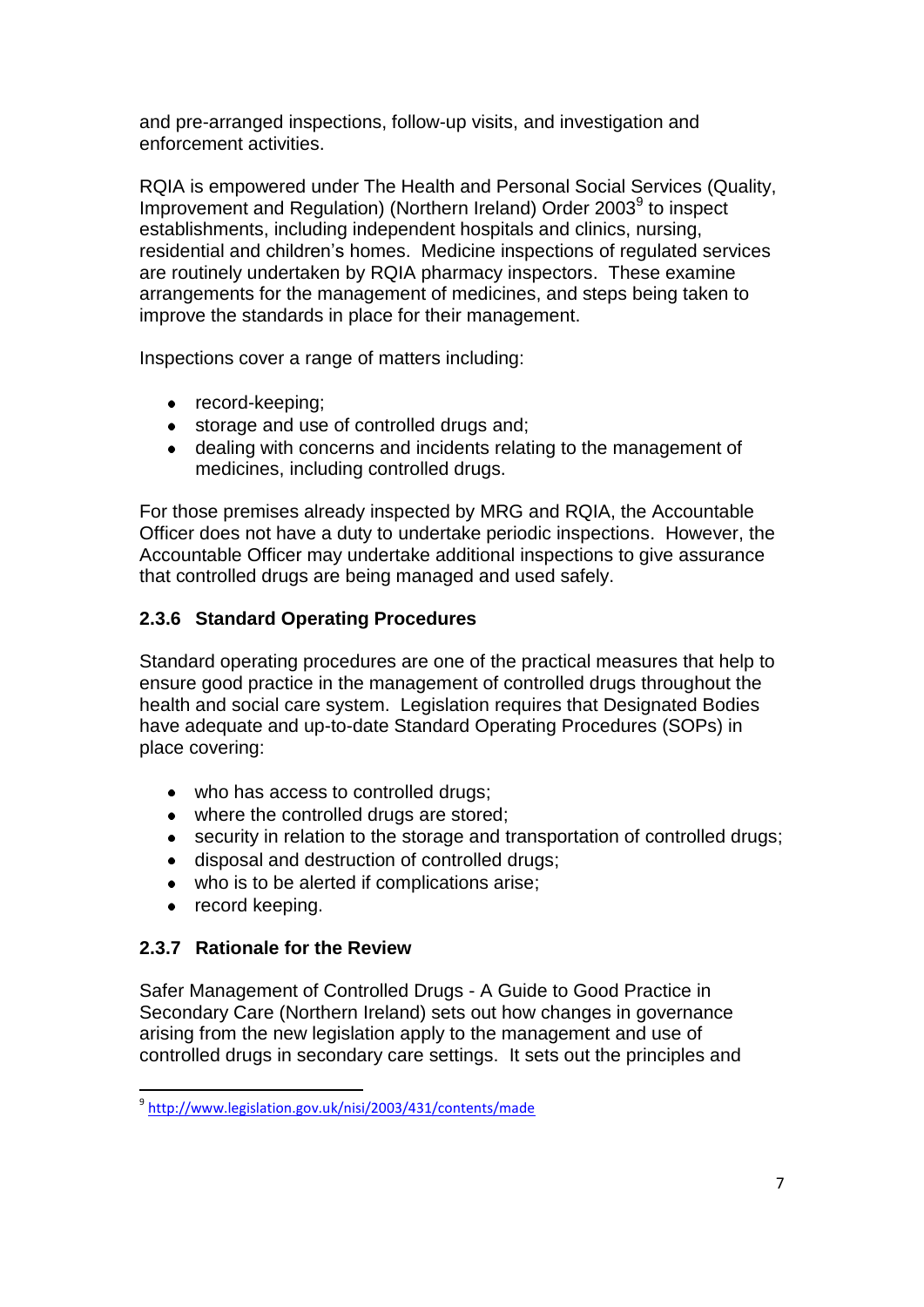and pre-arranged inspections, follow-up visits, and investigation and enforcement activities.

RQIA is empowered under The Health and Personal Social Services (Quality, Improvement and Regulation) (Northern Ireland) Order 2003[9] to inspect establishments, including independent hospitals and clinics, nursing, residential and children's homes. Medicine inspections of regulated services are routinely undertaken by RQIA pharmacy inspectors. These examine arrangements for the management of medicines, and steps being taken to improve the standards in place for their management.

Inspections cover a range of matters including:

- record-keeping;
- storage and use of controlled drugs and;
- dealing with concerns and incidents relating to the management of medicines, including controlled drugs.

For those premises already inspected by MRG and RQIA, the Accountable Officer does not have a duty to undertake periodic inspections. However, the Accountable Officer may undertake additional inspections to give assurance that controlled drugs are being managed and used safely.

### 2.3.6 Standard Operating Procedures

Standard operating procedures are one of the practical measures that help to ensure good practice in the management of controlled drugs throughout the health and social care system. Legislation requires that Designated Bodies have adequate and up-to-date Standard Operating Procedures (SOPs) in place covering:

- who has access to controlled drugs;
- where the controlled drugs are stored;
- security in relation to the storage and transportation of controlled drugs;
- disposal and destruction of controlled drugs;
- who is to be alerted if complications arise;
- record keeping.

### 2.3.7 Rationale for the Review

Safer Management of Controlled Drugs - A Guide to Good Practice in Secondary Care (Northern Ireland) sets out how changes in governance arising from the new legislation apply to the management and use of controlled drugs in secondary care settings. It sets out the principles and

---

[9] http://www.legislation.gov.uk/nisi/2003/431/contents/made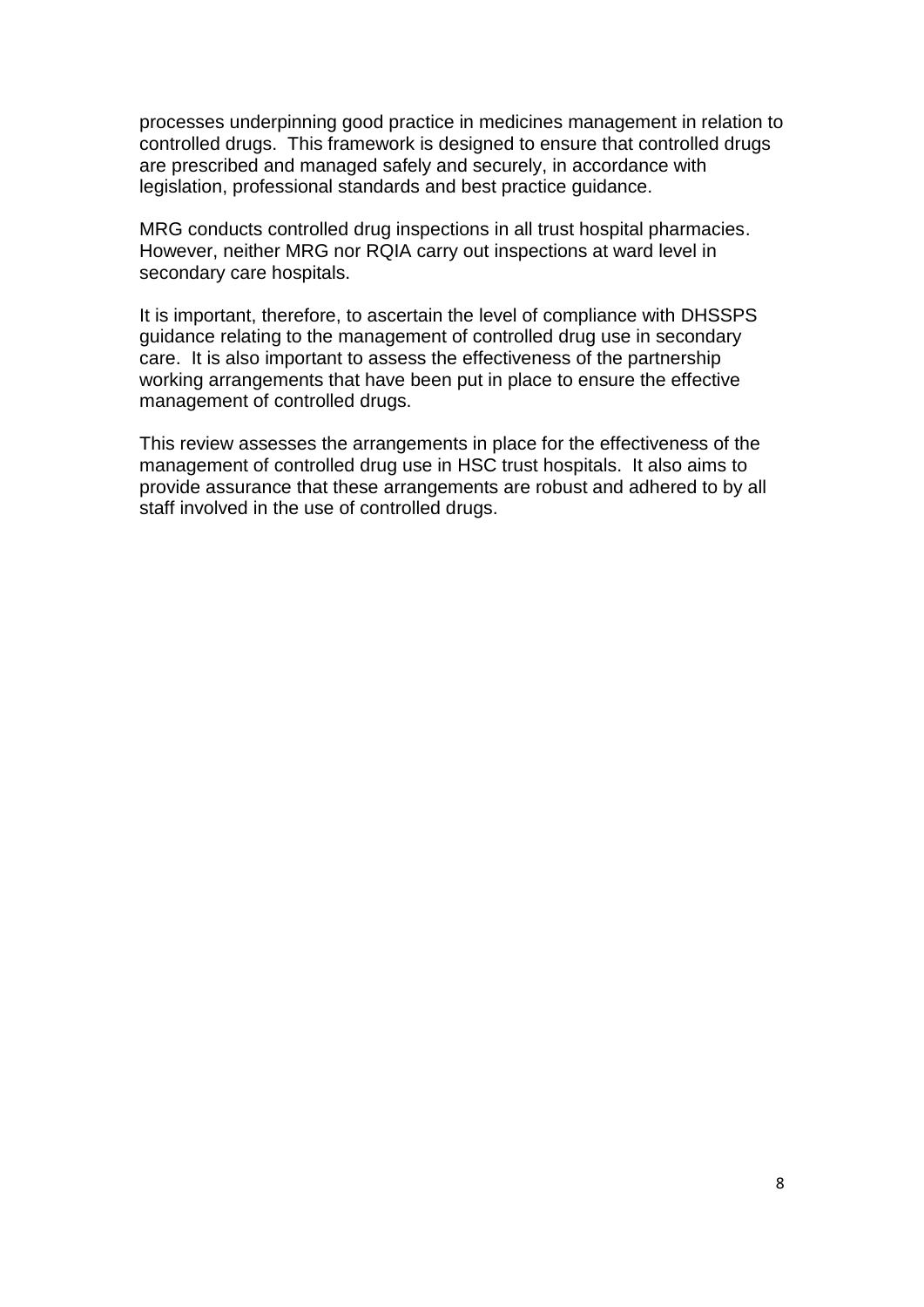processes underpinning good practice in medicines management in relation to controlled drugs. This framework is designed to ensure that controlled drugs are prescribed and managed safely and securely, in accordance with legislation, professional standards and best practice guidance.

MRG conducts controlled drug inspections in all trust hospital pharmacies. However, neither MRG nor RQIA carry out inspections at ward level in secondary care hospitals.

It is important, therefore, to ascertain the level of compliance with DHSSPS guidance relating to the management of controlled drug use in secondary care. It is also important to assess the effectiveness of the partnership working arrangements that have been put in place to ensure the effective management of controlled drugs.

This review assesses the arrangements in place for the effectiveness of the management of controlled drug use in HSC trust hospitals. It also aims to provide assurance that these arrangements are robust and adhered to by all staff involved in the use of controlled drugs.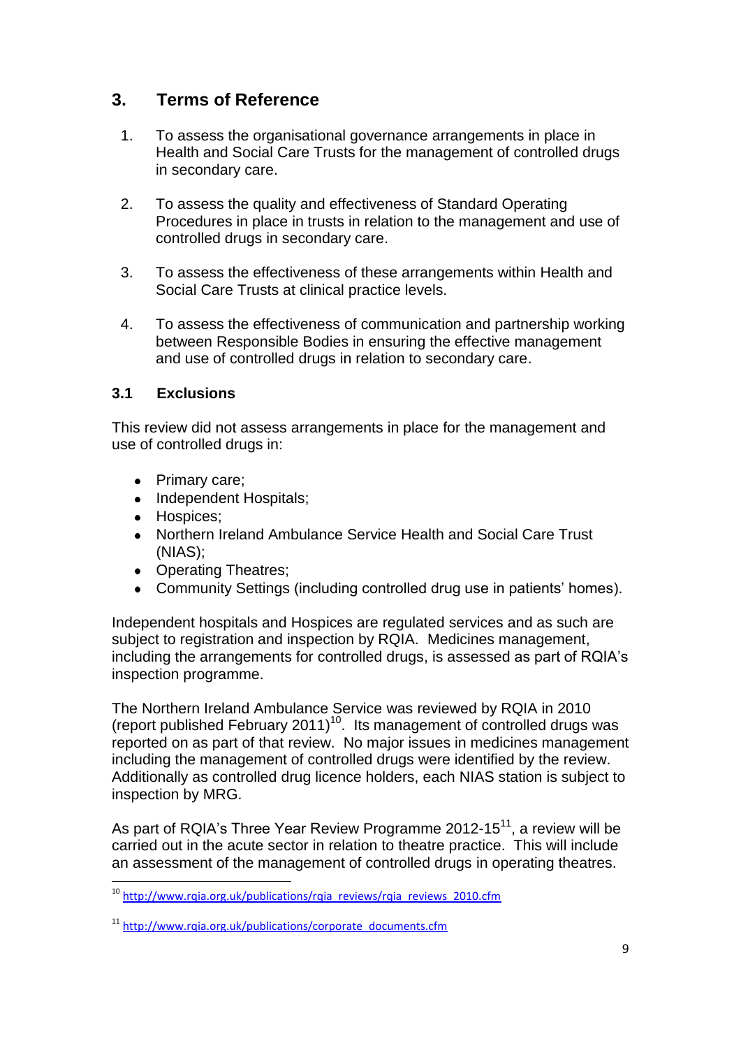## 3. Terms of Reference

1. To assess the organisational governance arrangements in place in Health and Social Care Trusts for the management of controlled drugs in secondary care.

2. To assess the quality and effectiveness of Standard Operating Procedures in place in trusts in relation to the management and use of controlled drugs in secondary care.

3. To assess the effectiveness of these arrangements within Health and Social Care Trusts at clinical practice levels.

4. To assess the effectiveness of communication and partnership working between Responsible Bodies in ensuring the effective management and use of controlled drugs in relation to secondary care.

### 3.1 Exclusions

This review did not assess arrangements in place for the management and use of controlled drugs in:

- Primary care;
- Independent Hospitals;
- Hospices;
- Northern Ireland Ambulance Service Health and Social Care Trust (NIAS);
- Operating Theatres;
- Community Settings (including controlled drug use in patients' homes).

Independent hospitals and Hospices are regulated services and as such are subject to registration and inspection by RQIA. Medicines management, including the arrangements for controlled drugs, is assessed as part of RQIA's inspection programme.

The Northern Ireland Ambulance Service was reviewed by RQIA in 2010 (report published February 2011)[10]. Its management of controlled drugs was reported on as part of that review. No major issues in medicines management including the management of controlled drugs were identified by the review. Additionally as controlled drug licence holders, each NIAS station is subject to inspection by MRG.

As part of RQIA's Three Year Review Programme 2012-15[11], a review will be carried out in the acute sector in relation to theatre practice. This will include an assessment of the management of controlled drugs in operating theatres.

---

[10] http://www.rqia.org.uk/publications/rqia_reviews/rqia_reviews_2010.cfm

[11] http://www.rqia.org.uk/publications/corporate_documents.cfm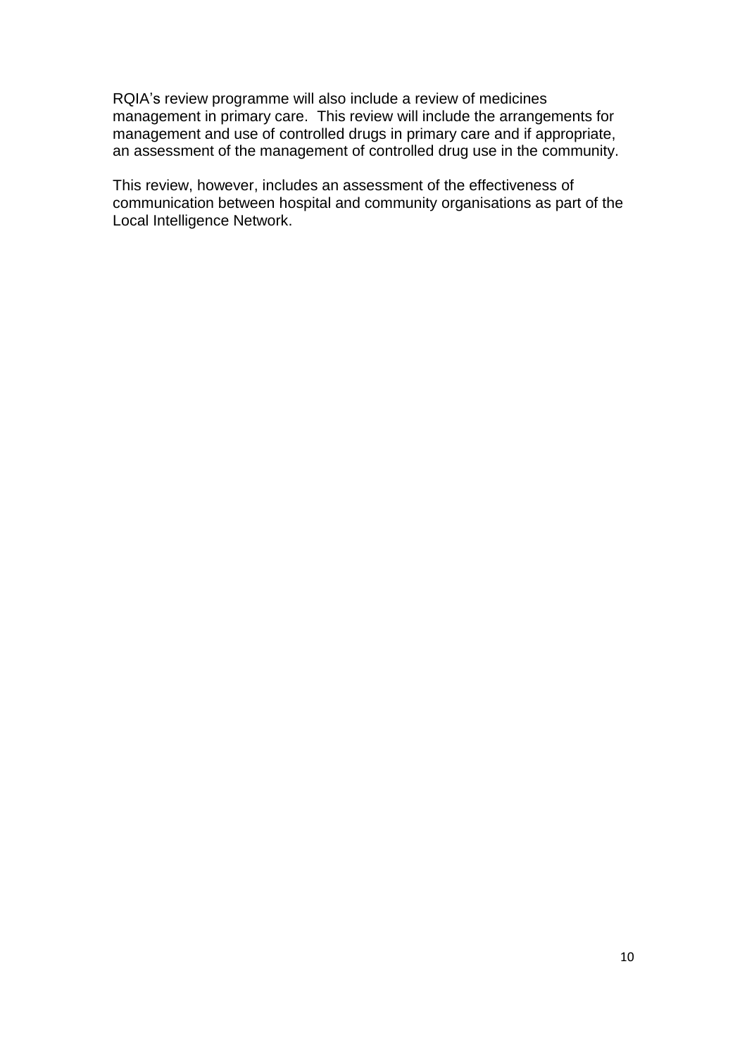RQIA's review programme will also include a review of medicines management in primary care. This review will include the arrangements for management and use of controlled drugs in primary care and if appropriate, an assessment of the management of controlled drug use in the community.

This review, however, includes an assessment of the effectiveness of communication between hospital and community organisations as part of the Local Intelligence Network.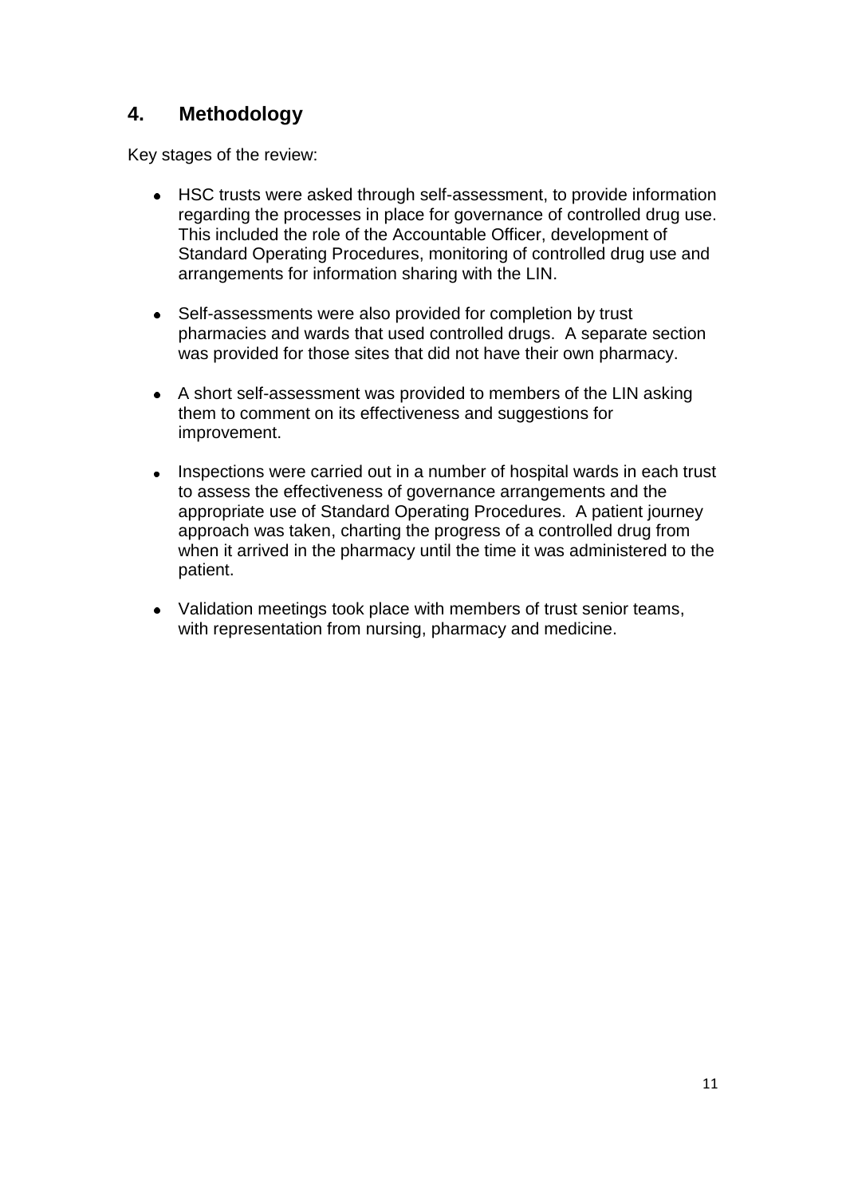## 4. Methodology

Key stages of the review:

- HSC trusts were asked through self-assessment, to provide information regarding the processes in place for governance of controlled drug use. This included the role of the Accountable Officer, development of Standard Operating Procedures, monitoring of controlled drug use and arrangements for information sharing with the LIN.

- Self-assessments were also provided for completion by trust pharmacies and wards that used controlled drugs. A separate section was provided for those sites that did not have their own pharmacy.

- A short self-assessment was provided to members of the LIN asking them to comment on its effectiveness and suggestions for improvement.

- Inspections were carried out in a number of hospital wards in each trust to assess the effectiveness of governance arrangements and the appropriate use of Standard Operating Procedures. A patient journey approach was taken, charting the progress of a controlled drug from when it arrived in the pharmacy until the time it was administered to the patient.

- Validation meetings took place with members of trust senior teams, with representation from nursing, pharmacy and medicine.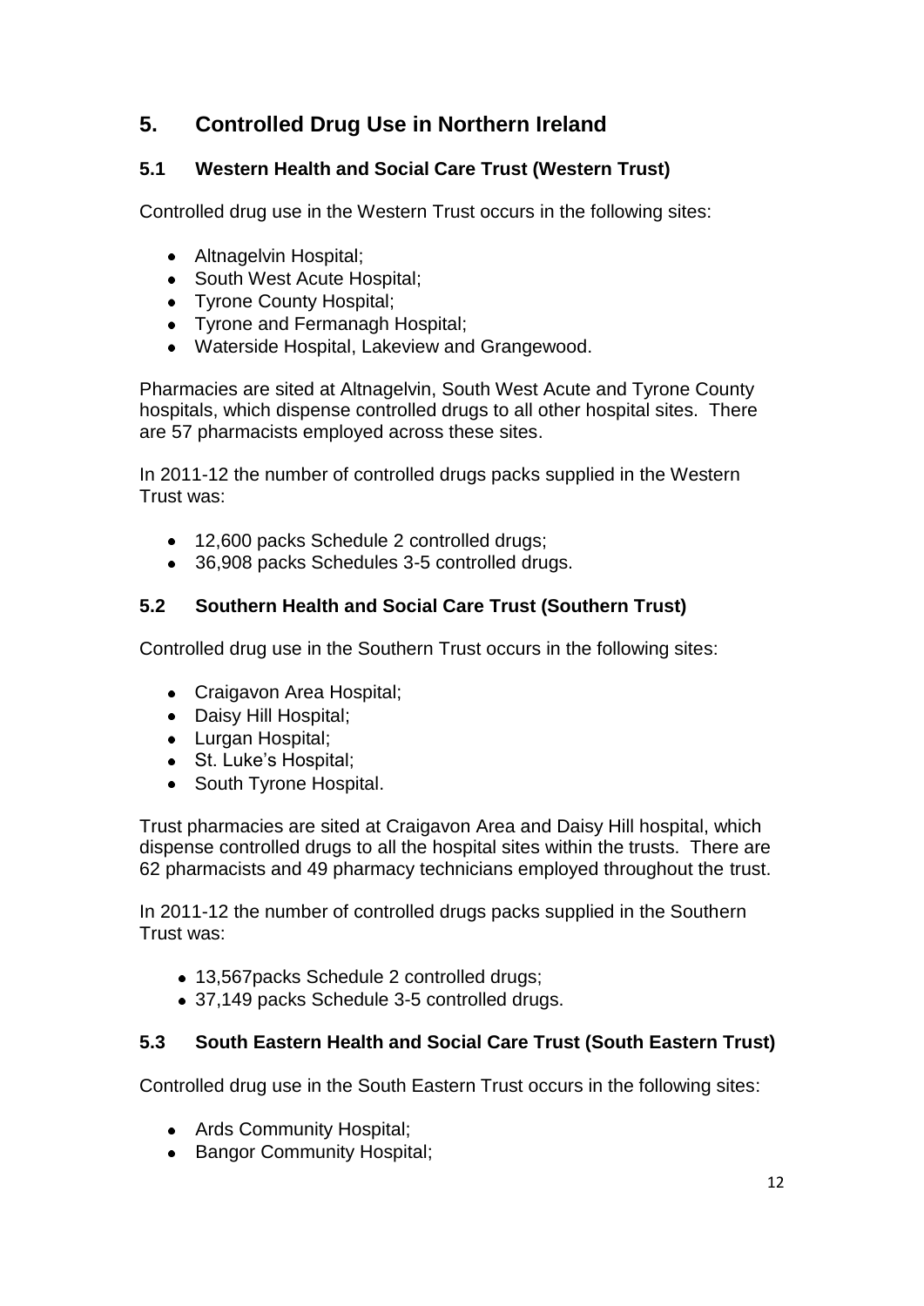## 5. Controlled Drug Use in Northern Ireland

### 5.1 Western Health and Social Care Trust (Western Trust)

Controlled drug use in the Western Trust occurs in the following sites:

- Altnagelvin Hospital;
- South West Acute Hospital;
- Tyrone County Hospital;
- Tyrone and Fermanagh Hospital;
- Waterside Hospital, Lakeview and Grangewood.

Pharmacies are sited at Altnagelvin, South West Acute and Tyrone County hospitals, which dispense controlled drugs to all other hospital sites. There are 57 pharmacists employed across these sites.

In 2011-12 the number of controlled drugs packs supplied in the Western Trust was:

- 12,600 packs Schedule 2 controlled drugs;
- 36,908 packs Schedules 3-5 controlled drugs.

### 5.2 Southern Health and Social Care Trust (Southern Trust)

Controlled drug use in the Southern Trust occurs in the following sites:

- Craigavon Area Hospital;
- Daisy Hill Hospital;
- Lurgan Hospital;
- St. Luke's Hospital;
- South Tyrone Hospital.

Trust pharmacies are sited at Craigavon Area and Daisy Hill hospital, which dispense controlled drugs to all the hospital sites within the trusts. There are 62 pharmacists and 49 pharmacy technicians employed throughout the trust.

In 2011-12 the number of controlled drugs packs supplied in the Southern Trust was:

- 13,567packs Schedule 2 controlled drugs;
- 37,149 packs Schedule 3-5 controlled drugs.

### 5.3 South Eastern Health and Social Care Trust (South Eastern Trust)

Controlled drug use in the South Eastern Trust occurs in the following sites:

- Ards Community Hospital;
- Bangor Community Hospital;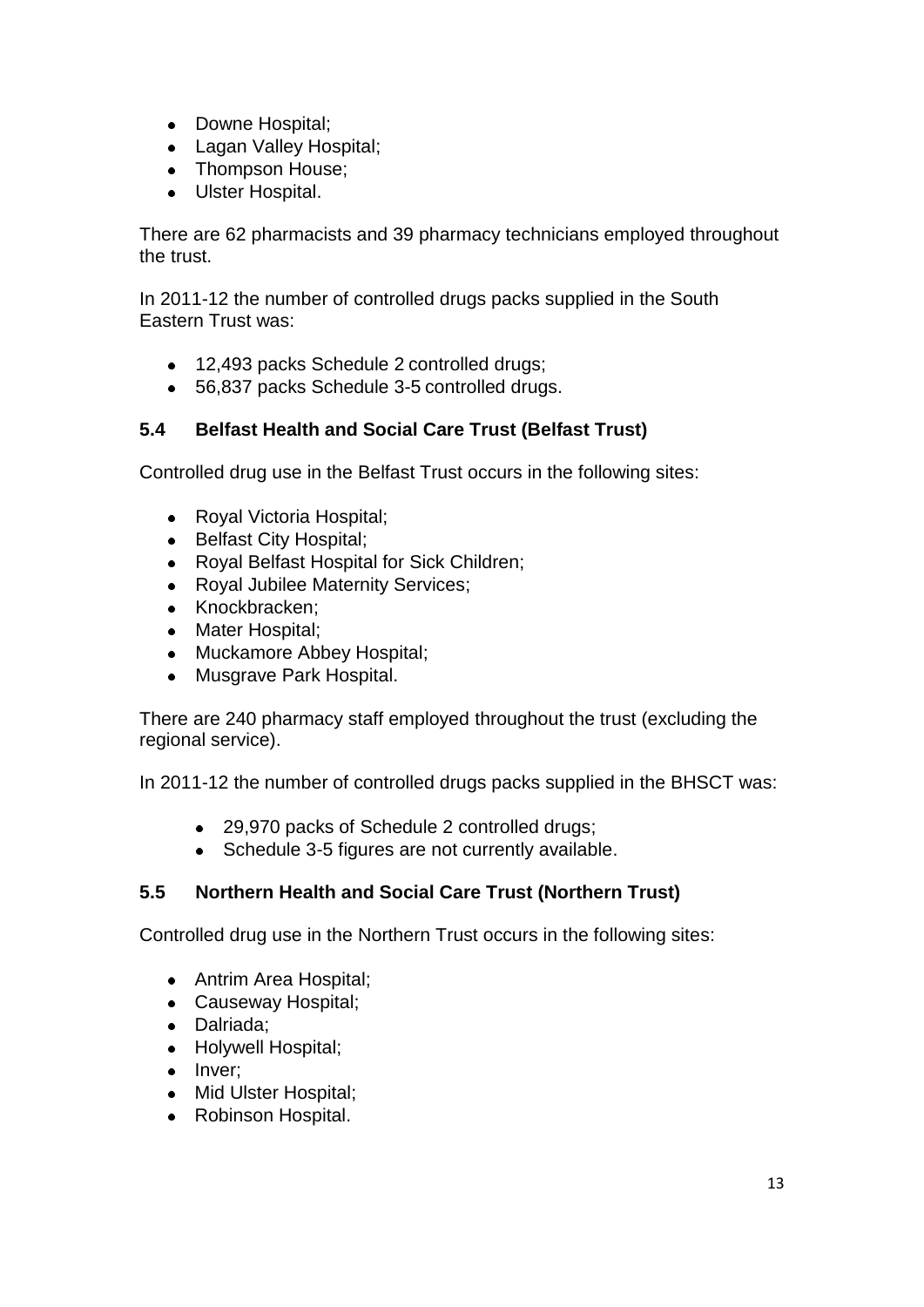- Downe Hospital;
- Lagan Valley Hospital;
- Thompson House;
- Ulster Hospital.

There are 62 pharmacists and 39 pharmacy technicians employed throughout the trust.

In 2011-12 the number of controlled drugs packs supplied in the South Eastern Trust was:

- 12,493 packs Schedule 2 controlled drugs;
- 56,837 packs Schedule 3-5 controlled drugs.

### 5.4 Belfast Health and Social Care Trust (Belfast Trust)

Controlled drug use in the Belfast Trust occurs in the following sites:

- Royal Victoria Hospital;
- Belfast City Hospital;
- Royal Belfast Hospital for Sick Children;
- Royal Jubilee Maternity Services;
- Knockbracken;
- Mater Hospital;
- Muckamore Abbey Hospital;
- Musgrave Park Hospital.

There are 240 pharmacy staff employed throughout the trust (excluding the regional service).

In 2011-12 the number of controlled drugs packs supplied in the BHSCT was:

- 29,970 packs of Schedule 2 controlled drugs;
- Schedule 3-5 figures are not currently available.

### 5.5 Northern Health and Social Care Trust (Northern Trust)

Controlled drug use in the Northern Trust occurs in the following sites:

- Antrim Area Hospital;
- Causeway Hospital;
- Dalriada;
- Holywell Hospital;
- Inver;
- Mid Ulster Hospital;
- Robinson Hospital.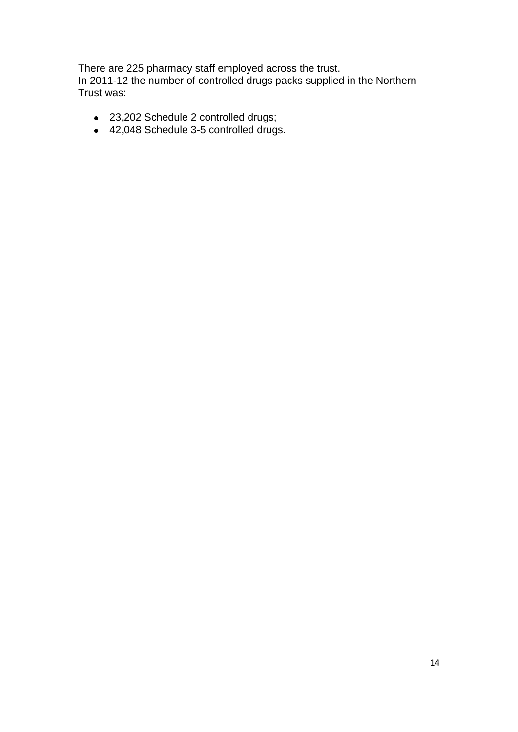There are 225 pharmacy staff employed across the trust.
In 2011-12 the number of controlled drugs packs supplied in the Northern Trust was:

- 23,202 Schedule 2 controlled drugs;
- 42,048 Schedule 3-5 controlled drugs.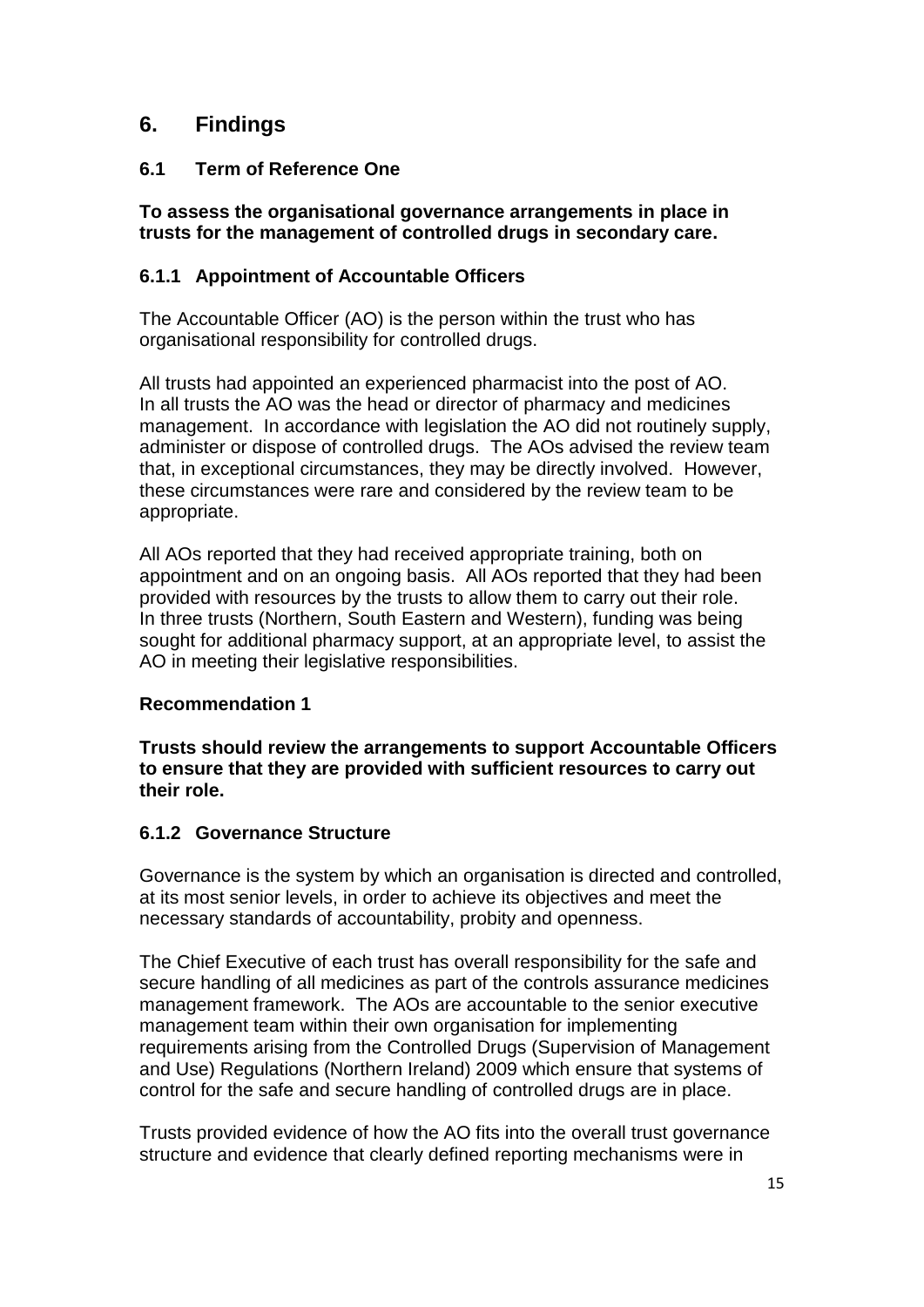# 6. Findings

## 6.1 Term of Reference One

**To assess the organisational governance arrangements in place in trusts for the management of controlled drugs in secondary care.**

### 6.1.1 Appointment of Accountable Officers

The Accountable Officer (AO) is the person within the trust who has organisational responsibility for controlled drugs.

All trusts had appointed an experienced pharmacist into the post of AO. In all trusts the AO was the head or director of pharmacy and medicines management. In accordance with legislation the AO did not routinely supply, administer or dispose of controlled drugs. The AOs advised the review team that, in exceptional circumstances, they may be directly involved. However, these circumstances were rare and considered by the review team to be appropriate.

All AOs reported that they had received appropriate training, both on appointment and on an ongoing basis. All AOs reported that they had been provided with resources by the trusts to allow them to carry out their role. In three trusts (Northern, South Eastern and Western), funding was being sought for additional pharmacy support, at an appropriate level, to assist the AO in meeting their legislative responsibilities.

**Recommendation 1**

**Trusts should review the arrangements to support Accountable Officers to ensure that they are provided with sufficient resources to carry out their role.**

### 6.1.2 Governance Structure

Governance is the system by which an organisation is directed and controlled, at its most senior levels, in order to achieve its objectives and meet the necessary standards of accountability, probity and openness.

The Chief Executive of each trust has overall responsibility for the safe and secure handling of all medicines as part of the controls assurance medicines management framework. The AOs are accountable to the senior executive management team within their own organisation for implementing requirements arising from the Controlled Drugs (Supervision of Management and Use) Regulations (Northern Ireland) 2009 which ensure that systems of control for the safe and secure handling of controlled drugs are in place.

Trusts provided evidence of how the AO fits into the overall trust governance structure and evidence that clearly defined reporting mechanisms were in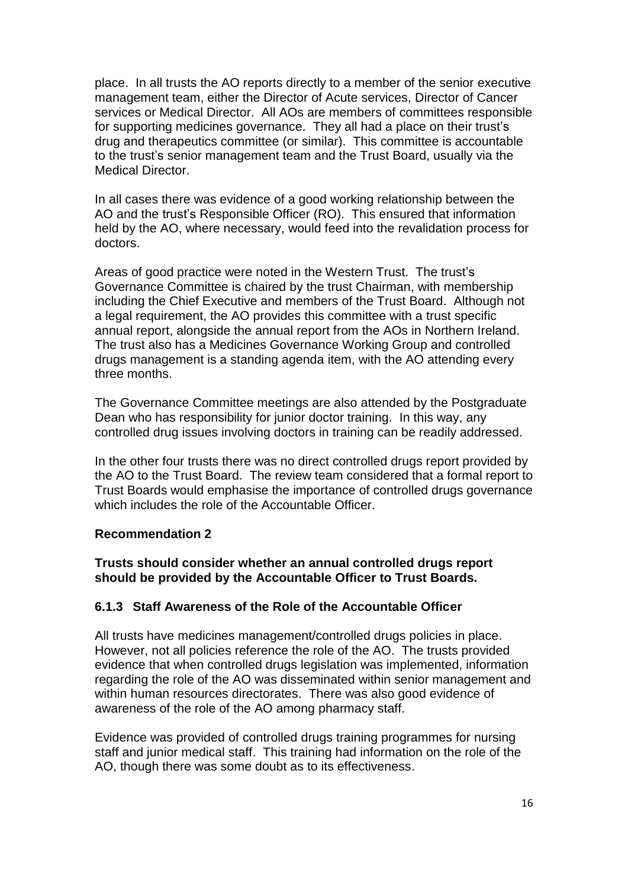place. In all trusts the AO reports directly to a member of the senior executive management team, either the Director of Acute services, Director of Cancer services or Medical Director. All AOs are members of committees responsible for supporting medicines governance. They all had a place on their trust's drug and therapeutics committee (or similar). This committee is accountable to the trust's senior management team and the Trust Board, usually via the Medical Director.

In all cases there was evidence of a good working relationship between the AO and the trust's Responsible Officer (RO). This ensured that information held by the AO, where necessary, would feed into the revalidation process for doctors.

Areas of good practice were noted in the Western Trust. The trust's Governance Committee is chaired by the trust Chairman, with membership including the Chief Executive and members of the Trust Board. Although not a legal requirement, the AO provides this committee with a trust specific annual report, alongside the annual report from the AOs in Northern Ireland. The trust also has a Medicines Governance Working Group and controlled drugs management is a standing agenda item, with the AO attending every three months.

The Governance Committee meetings are also attended by the Postgraduate Dean who has responsibility for junior doctor training. In this way, any controlled drug issues involving doctors in training can be readily addressed.

In the other four trusts there was no direct controlled drugs report provided by the AO to the Trust Board. The review team considered that a formal report to Trust Boards would emphasise the importance of controlled drugs governance which includes the role of the Accountable Officer.

**Recommendation 2**

**Trusts should consider whether an annual controlled drugs report should be provided by the Accountable Officer to Trust Boards.**

### 6.1.3 Staff Awareness of the Role of the Accountable Officer

All trusts have medicines management/controlled drugs policies in place. However, not all policies reference the role of the AO. The trusts provided evidence that when controlled drugs legislation was implemented, information regarding the role of the AO was disseminated within senior management and within human resources directorates. There was also good evidence of awareness of the role of the AO among pharmacy staff.

Evidence was provided of controlled drugs training programmes for nursing staff and junior medical staff. This training had information on the role of the AO, though there was some doubt as to its effectiveness.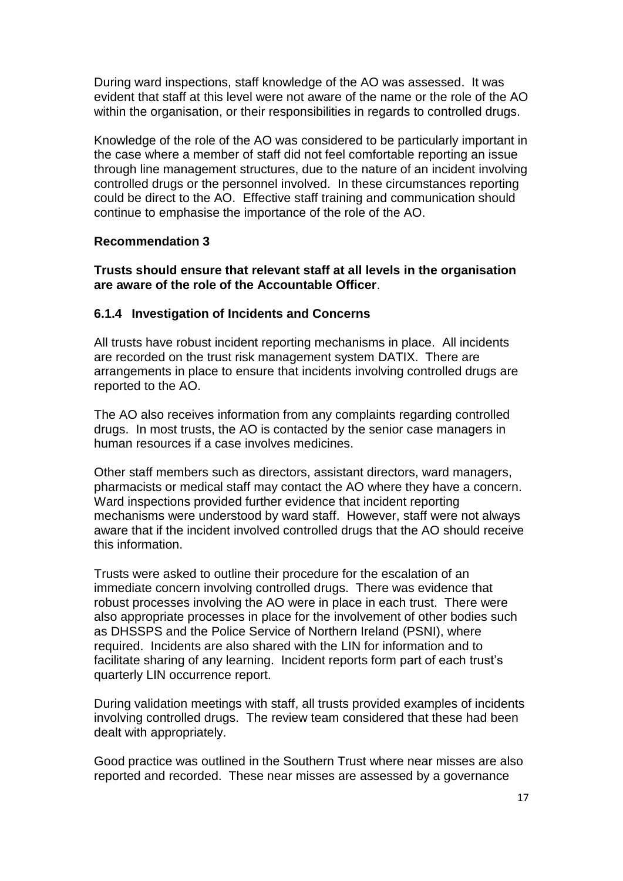During ward inspections, staff knowledge of the AO was assessed. It was evident that staff at this level were not aware of the name or the role of the AO within the organisation, or their responsibilities in regards to controlled drugs.

Knowledge of the role of the AO was considered to be particularly important in the case where a member of staff did not feel comfortable reporting an issue through line management structures, due to the nature of an incident involving controlled drugs or the personnel involved. In these circumstances reporting could be direct to the AO. Effective staff training and communication should continue to emphasise the importance of the role of the AO.

**Recommendation 3**

**Trusts should ensure that relevant staff at all levels in the organisation are aware of the role of the Accountable Officer**.

#### 6.1.4 Investigation of Incidents and Concerns

All trusts have robust incident reporting mechanisms in place. All incidents are recorded on the trust risk management system DATIX. There are arrangements in place to ensure that incidents involving controlled drugs are reported to the AO.

The AO also receives information from any complaints regarding controlled drugs. In most trusts, the AO is contacted by the senior case managers in human resources if a case involves medicines.

Other staff members such as directors, assistant directors, ward managers, pharmacists or medical staff may contact the AO where they have a concern. Ward inspections provided further evidence that incident reporting mechanisms were understood by ward staff. However, staff were not always aware that if the incident involved controlled drugs that the AO should receive this information.

Trusts were asked to outline their procedure for the escalation of an immediate concern involving controlled drugs. There was evidence that robust processes involving the AO were in place in each trust. There were also appropriate processes in place for the involvement of other bodies such as DHSSPS and the Police Service of Northern Ireland (PSNI), where required. Incidents are also shared with the LIN for information and to facilitate sharing of any learning. Incident reports form part of each trust's quarterly LIN occurrence report.

During validation meetings with staff, all trusts provided examples of incidents involving controlled drugs. The review team considered that these had been dealt with appropriately.

Good practice was outlined in the Southern Trust where near misses are also reported and recorded. These near misses are assessed by a governance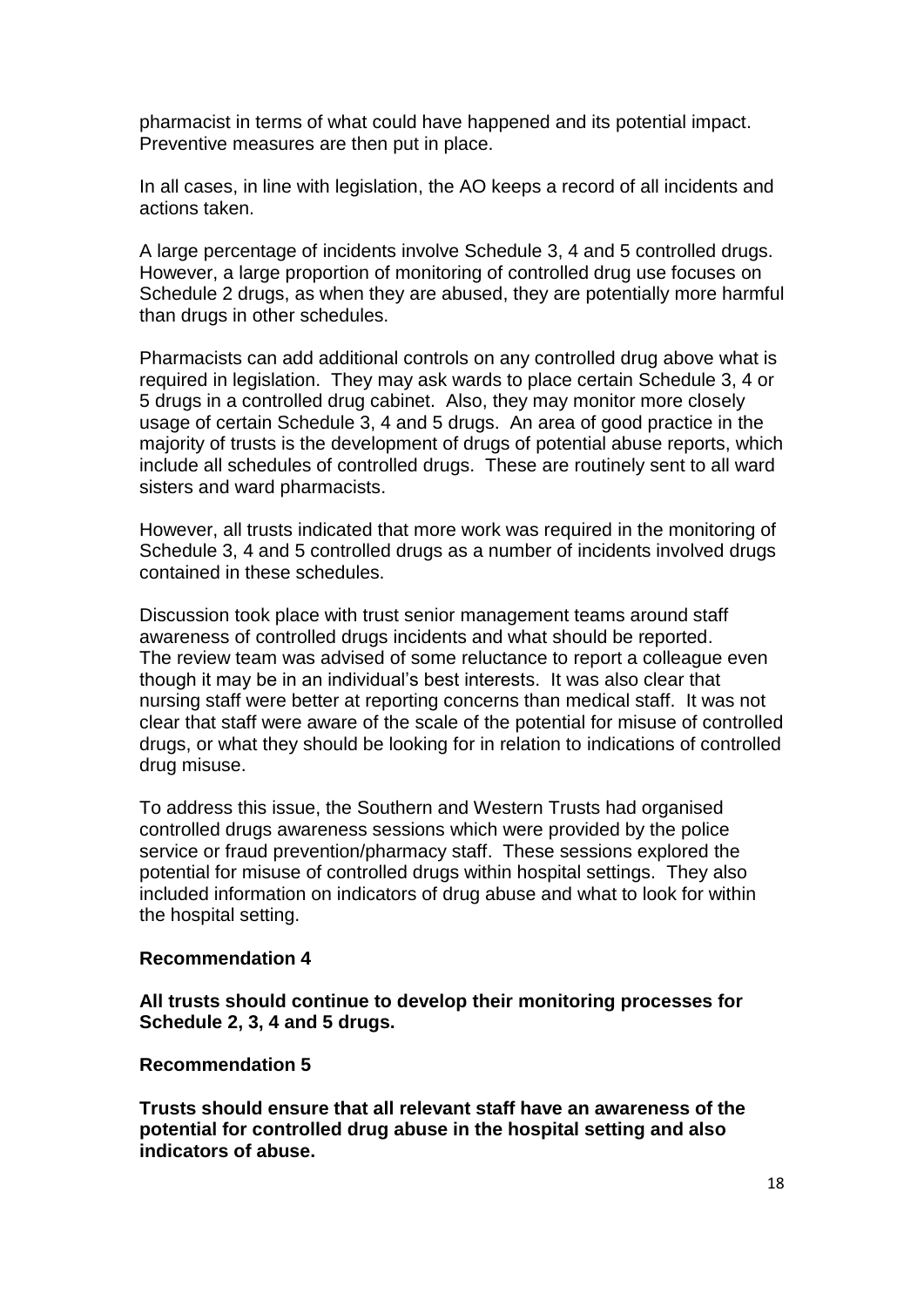pharmacist in terms of what could have happened and its potential impact. Preventive measures are then put in place.

In all cases, in line with legislation, the AO keeps a record of all incidents and actions taken.

A large percentage of incidents involve Schedule 3, 4 and 5 controlled drugs. However, a large proportion of monitoring of controlled drug use focuses on Schedule 2 drugs, as when they are abused, they are potentially more harmful than drugs in other schedules.

Pharmacists can add additional controls on any controlled drug above what is required in legislation. They may ask wards to place certain Schedule 3, 4 or 5 drugs in a controlled drug cabinet. Also, they may monitor more closely usage of certain Schedule 3, 4 and 5 drugs. An area of good practice in the majority of trusts is the development of drugs of potential abuse reports, which include all schedules of controlled drugs. These are routinely sent to all ward sisters and ward pharmacists.

However, all trusts indicated that more work was required in the monitoring of Schedule 3, 4 and 5 controlled drugs as a number of incidents involved drugs contained in these schedules.

Discussion took place with trust senior management teams around staff awareness of controlled drugs incidents and what should be reported. The review team was advised of some reluctance to report a colleague even though it may be in an individual's best interests. It was also clear that nursing staff were better at reporting concerns than medical staff. It was not clear that staff were aware of the scale of the potential for misuse of controlled drugs, or what they should be looking for in relation to indications of controlled drug misuse.

To address this issue, the Southern and Western Trusts had organised controlled drugs awareness sessions which were provided by the police service or fraud prevention/pharmacy staff. These sessions explored the potential for misuse of controlled drugs within hospital settings. They also included information on indicators of drug abuse and what to look for within the hospital setting.

**Recommendation 4**

**All trusts should continue to develop their monitoring processes for Schedule 2, 3, 4 and 5 drugs.**

**Recommendation 5**

**Trusts should ensure that all relevant staff have an awareness of the potential for controlled drug abuse in the hospital setting and also indicators of abuse.**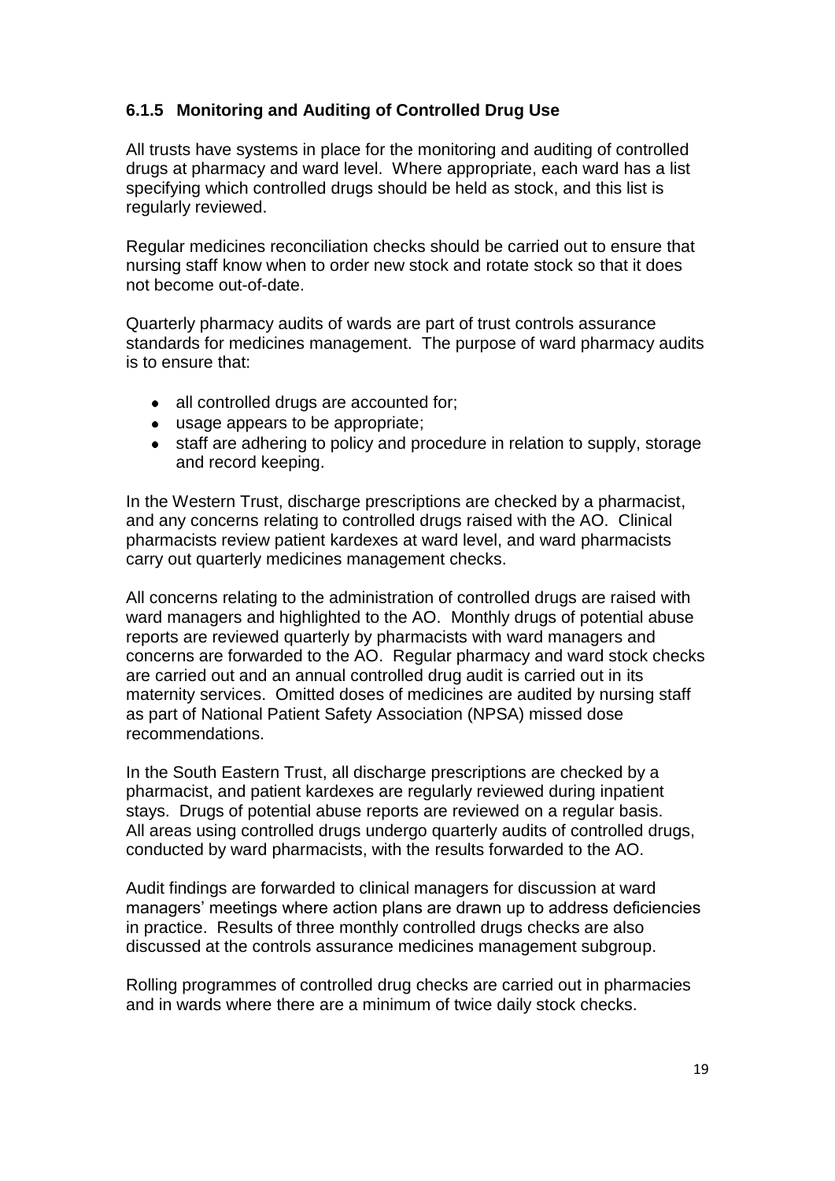### 6.1.5 Monitoring and Auditing of Controlled Drug Use

All trusts have systems in place for the monitoring and auditing of controlled drugs at pharmacy and ward level. Where appropriate, each ward has a list specifying which controlled drugs should be held as stock, and this list is regularly reviewed.

Regular medicines reconciliation checks should be carried out to ensure that nursing staff know when to order new stock and rotate stock so that it does not become out-of-date.

Quarterly pharmacy audits of wards are part of trust controls assurance standards for medicines management. The purpose of ward pharmacy audits is to ensure that:

- all controlled drugs are accounted for;
- usage appears to be appropriate;
- staff are adhering to policy and procedure in relation to supply, storage and record keeping.

In the Western Trust, discharge prescriptions are checked by a pharmacist, and any concerns relating to controlled drugs raised with the AO. Clinical pharmacists review patient kardexes at ward level, and ward pharmacists carry out quarterly medicines management checks.

All concerns relating to the administration of controlled drugs are raised with ward managers and highlighted to the AO. Monthly drugs of potential abuse reports are reviewed quarterly by pharmacists with ward managers and concerns are forwarded to the AO. Regular pharmacy and ward stock checks are carried out and an annual controlled drug audit is carried out in its maternity services. Omitted doses of medicines are audited by nursing staff as part of National Patient Safety Association (NPSA) missed dose recommendations.

In the South Eastern Trust, all discharge prescriptions are checked by a pharmacist, and patient kardexes are regularly reviewed during inpatient stays. Drugs of potential abuse reports are reviewed on a regular basis. All areas using controlled drugs undergo quarterly audits of controlled drugs, conducted by ward pharmacists, with the results forwarded to the AO.

Audit findings are forwarded to clinical managers for discussion at ward managers' meetings where action plans are drawn up to address deficiencies in practice. Results of three monthly controlled drugs checks are also discussed at the controls assurance medicines management subgroup.

Rolling programmes of controlled drug checks are carried out in pharmacies and in wards where there are a minimum of twice daily stock checks.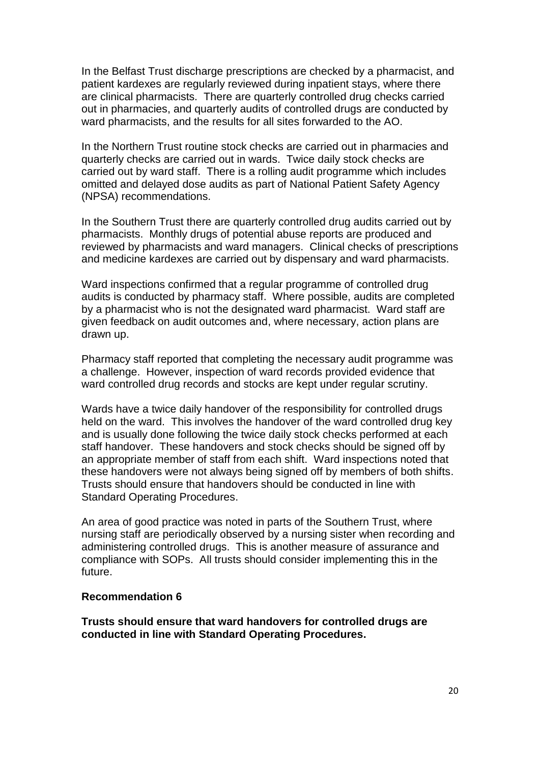In the Belfast Trust discharge prescriptions are checked by a pharmacist, and patient kardexes are regularly reviewed during inpatient stays, where there are clinical pharmacists. There are quarterly controlled drug checks carried out in pharmacies, and quarterly audits of controlled drugs are conducted by ward pharmacists, and the results for all sites forwarded to the AO.

In the Northern Trust routine stock checks are carried out in pharmacies and quarterly checks are carried out in wards. Twice daily stock checks are carried out by ward staff. There is a rolling audit programme which includes omitted and delayed dose audits as part of National Patient Safety Agency (NPSA) recommendations.

In the Southern Trust there are quarterly controlled drug audits carried out by pharmacists. Monthly drugs of potential abuse reports are produced and reviewed by pharmacists and ward managers. Clinical checks of prescriptions and medicine kardexes are carried out by dispensary and ward pharmacists.

Ward inspections confirmed that a regular programme of controlled drug audits is conducted by pharmacy staff. Where possible, audits are completed by a pharmacist who is not the designated ward pharmacist. Ward staff are given feedback on audit outcomes and, where necessary, action plans are drawn up.

Pharmacy staff reported that completing the necessary audit programme was a challenge. However, inspection of ward records provided evidence that ward controlled drug records and stocks are kept under regular scrutiny.

Wards have a twice daily handover of the responsibility for controlled drugs held on the ward. This involves the handover of the ward controlled drug key and is usually done following the twice daily stock checks performed at each staff handover. These handovers and stock checks should be signed off by an appropriate member of staff from each shift. Ward inspections noted that these handovers were not always being signed off by members of both shifts. Trusts should ensure that handovers should be conducted in line with Standard Operating Procedures.

An area of good practice was noted in parts of the Southern Trust, where nursing staff are periodically observed by a nursing sister when recording and administering controlled drugs. This is another measure of assurance and compliance with SOPs. All trusts should consider implementing this in the future.

**Recommendation 6**

**Trusts should ensure that ward handovers for controlled drugs are conducted in line with Standard Operating Procedures.**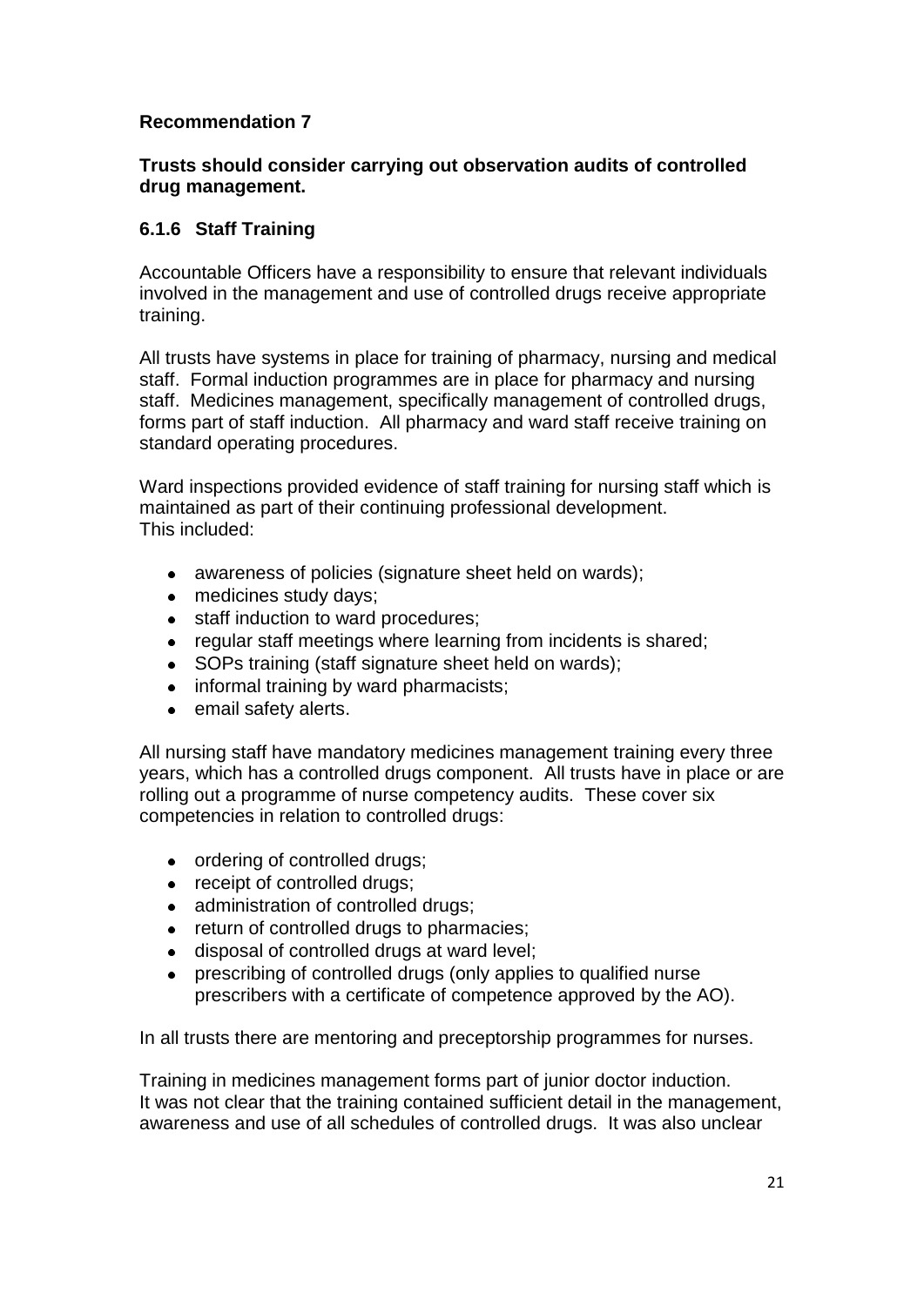**Recommendation 7**

**Trusts should consider carrying out observation audits of controlled drug management.**

### 6.1.6 Staff Training

Accountable Officers have a responsibility to ensure that relevant individuals involved in the management and use of controlled drugs receive appropriate training.

All trusts have systems in place for training of pharmacy, nursing and medical staff. Formal induction programmes are in place for pharmacy and nursing staff. Medicines management, specifically management of controlled drugs, forms part of staff induction. All pharmacy and ward staff receive training on standard operating procedures.

Ward inspections provided evidence of staff training for nursing staff which is maintained as part of their continuing professional development. This included:

- awareness of policies (signature sheet held on wards);
- medicines study days;
- staff induction to ward procedures;
- regular staff meetings where learning from incidents is shared;
- SOPs training (staff signature sheet held on wards);
- informal training by ward pharmacists;
- email safety alerts.

All nursing staff have mandatory medicines management training every three years, which has a controlled drugs component. All trusts have in place or are rolling out a programme of nurse competency audits. These cover six competencies in relation to controlled drugs:

- ordering of controlled drugs;
- receipt of controlled drugs;
- administration of controlled drugs;
- return of controlled drugs to pharmacies;
- disposal of controlled drugs at ward level;
- prescribing of controlled drugs (only applies to qualified nurse prescribers with a certificate of competence approved by the AO).

In all trusts there are mentoring and preceptorship programmes for nurses.

Training in medicines management forms part of junior doctor induction. It was not clear that the training contained sufficient detail in the management, awareness and use of all schedules of controlled drugs. It was also unclear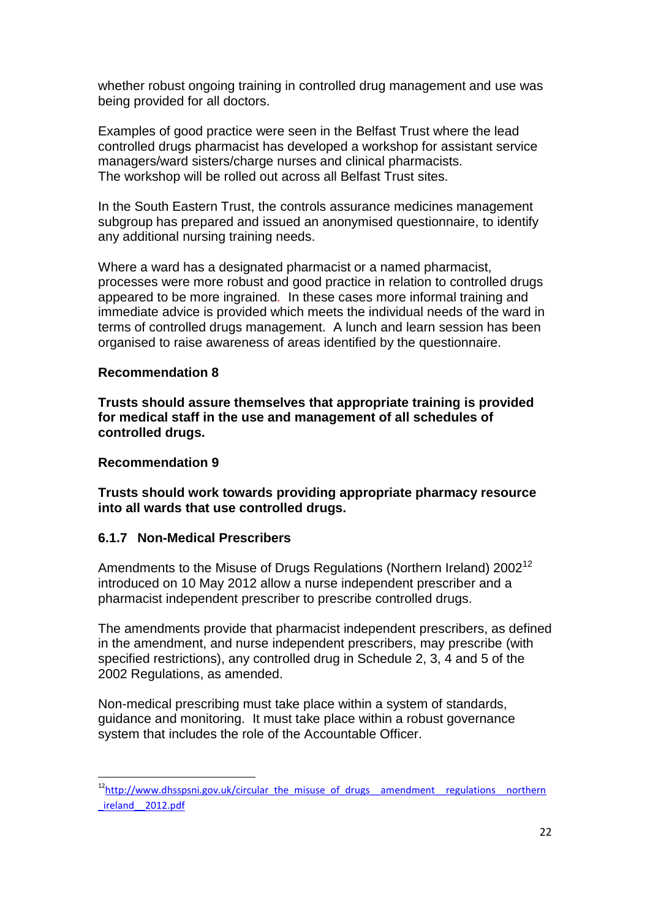whether robust ongoing training in controlled drug management and use was being provided for all doctors.

Examples of good practice were seen in the Belfast Trust where the lead controlled drugs pharmacist has developed a workshop for assistant service managers/ward sisters/charge nurses and clinical pharmacists. The workshop will be rolled out across all Belfast Trust sites.

In the South Eastern Trust, the controls assurance medicines management subgroup has prepared and issued an anonymised questionnaire, to identify any additional nursing training needs.

Where a ward has a designated pharmacist or a named pharmacist, processes were more robust and good practice in relation to controlled drugs appeared to be more ingrained. In these cases more informal training and immediate advice is provided which meets the individual needs of the ward in terms of controlled drugs management. A lunch and learn session has been organised to raise awareness of areas identified by the questionnaire.

**Recommendation 8**

**Trusts should assure themselves that appropriate training is provided for medical staff in the use and management of all schedules of controlled drugs.**

**Recommendation 9**

**Trusts should work towards providing appropriate pharmacy resource into all wards that use controlled drugs.**

### 6.1.7 Non-Medical Prescribers

Amendments to the Misuse of Drugs Regulations (Northern Ireland) 2002[12] introduced on 10 May 2012 allow a nurse independent prescriber and a pharmacist independent prescriber to prescribe controlled drugs.

The amendments provide that pharmacist independent prescribers, as defined in the amendment, and nurse independent prescribers, may prescribe (with specified restrictions), any controlled drug in Schedule 2, 3, 4 and 5 of the 2002 Regulations, as amended.

Non-medical prescribing must take place within a system of standards, guidance and monitoring. It must take place within a robust governance system that includes the role of the Accountable Officer.

---

[12] http://www.dhsspsni.gov.uk/circular_the_misuse_of_drugs__amendment__regulations__northern_ireland__2012.pdf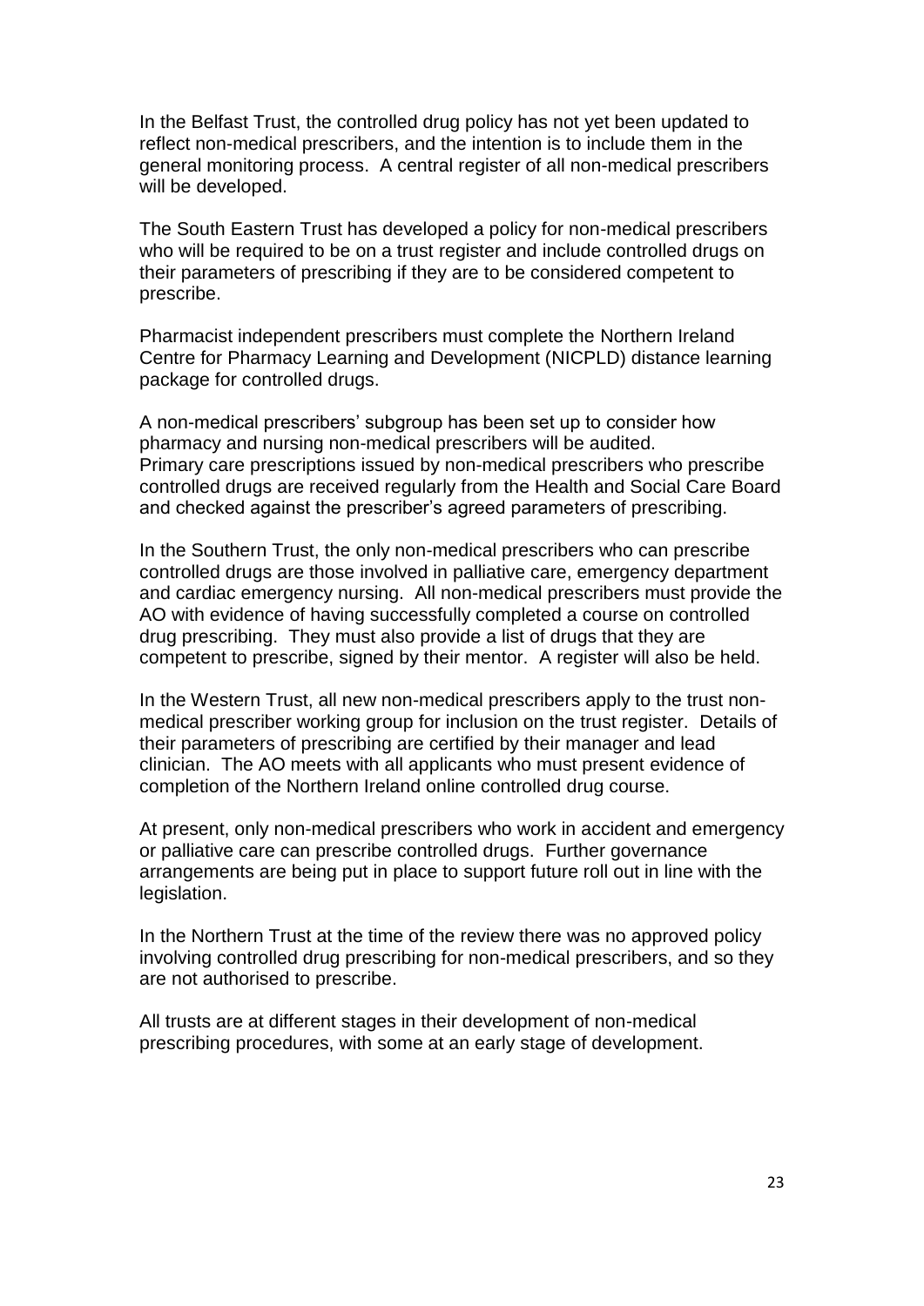In the Belfast Trust, the controlled drug policy has not yet been updated to reflect non-medical prescribers, and the intention is to include them in the general monitoring process. A central register of all non-medical prescribers will be developed.

The South Eastern Trust has developed a policy for non-medical prescribers who will be required to be on a trust register and include controlled drugs on their parameters of prescribing if they are to be considered competent to prescribe.

Pharmacist independent prescribers must complete the Northern Ireland Centre for Pharmacy Learning and Development (NICPLD) distance learning package for controlled drugs.

A non-medical prescribers' subgroup has been set up to consider how pharmacy and nursing non-medical prescribers will be audited. Primary care prescriptions issued by non-medical prescribers who prescribe controlled drugs are received regularly from the Health and Social Care Board and checked against the prescriber's agreed parameters of prescribing.

In the Southern Trust, the only non-medical prescribers who can prescribe controlled drugs are those involved in palliative care, emergency department and cardiac emergency nursing. All non-medical prescribers must provide the AO with evidence of having successfully completed a course on controlled drug prescribing. They must also provide a list of drugs that they are competent to prescribe, signed by their mentor. A register will also be held.

In the Western Trust, all new non-medical prescribers apply to the trust non-medical prescriber working group for inclusion on the trust register. Details of their parameters of prescribing are certified by their manager and lead clinician. The AO meets with all applicants who must present evidence of completion of the Northern Ireland online controlled drug course.

At present, only non-medical prescribers who work in accident and emergency or palliative care can prescribe controlled drugs. Further governance arrangements are being put in place to support future roll out in line with the legislation.

In the Northern Trust at the time of the review there was no approved policy involving controlled drug prescribing for non-medical prescribers, and so they are not authorised to prescribe.

All trusts are at different stages in their development of non-medical prescribing procedures, with some at an early stage of development.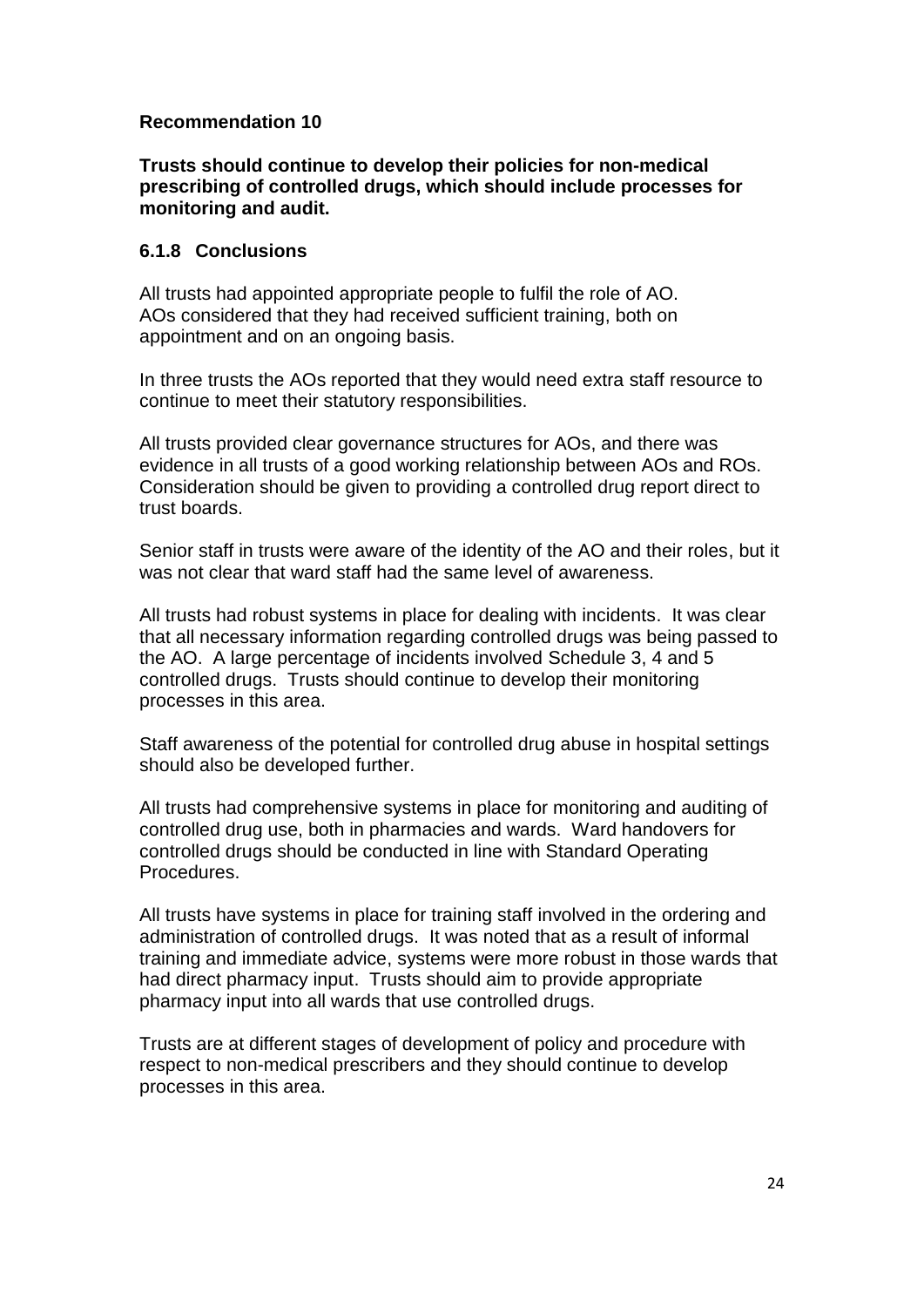**Recommendation 10**

**Trusts should continue to develop their policies for non-medical prescribing of controlled drugs, which should include processes for monitoring and audit.**

### 6.1.8 Conclusions

All trusts had appointed appropriate people to fulfil the role of AO. AOs considered that they had received sufficient training, both on appointment and on an ongoing basis.

In three trusts the AOs reported that they would need extra staff resource to continue to meet their statutory responsibilities.

All trusts provided clear governance structures for AOs, and there was evidence in all trusts of a good working relationship between AOs and ROs. Consideration should be given to providing a controlled drug report direct to trust boards.

Senior staff in trusts were aware of the identity of the AO and their roles, but it was not clear that ward staff had the same level of awareness.

All trusts had robust systems in place for dealing with incidents. It was clear that all necessary information regarding controlled drugs was being passed to the AO. A large percentage of incidents involved Schedule 3, 4 and 5 controlled drugs. Trusts should continue to develop their monitoring processes in this area.

Staff awareness of the potential for controlled drug abuse in hospital settings should also be developed further.

All trusts had comprehensive systems in place for monitoring and auditing of controlled drug use, both in pharmacies and wards. Ward handovers for controlled drugs should be conducted in line with Standard Operating Procedures.

All trusts have systems in place for training staff involved in the ordering and administration of controlled drugs. It was noted that as a result of informal training and immediate advice, systems were more robust in those wards that had direct pharmacy input. Trusts should aim to provide appropriate pharmacy input into all wards that use controlled drugs.

Trusts are at different stages of development of policy and procedure with respect to non-medical prescribers and they should continue to develop processes in this area.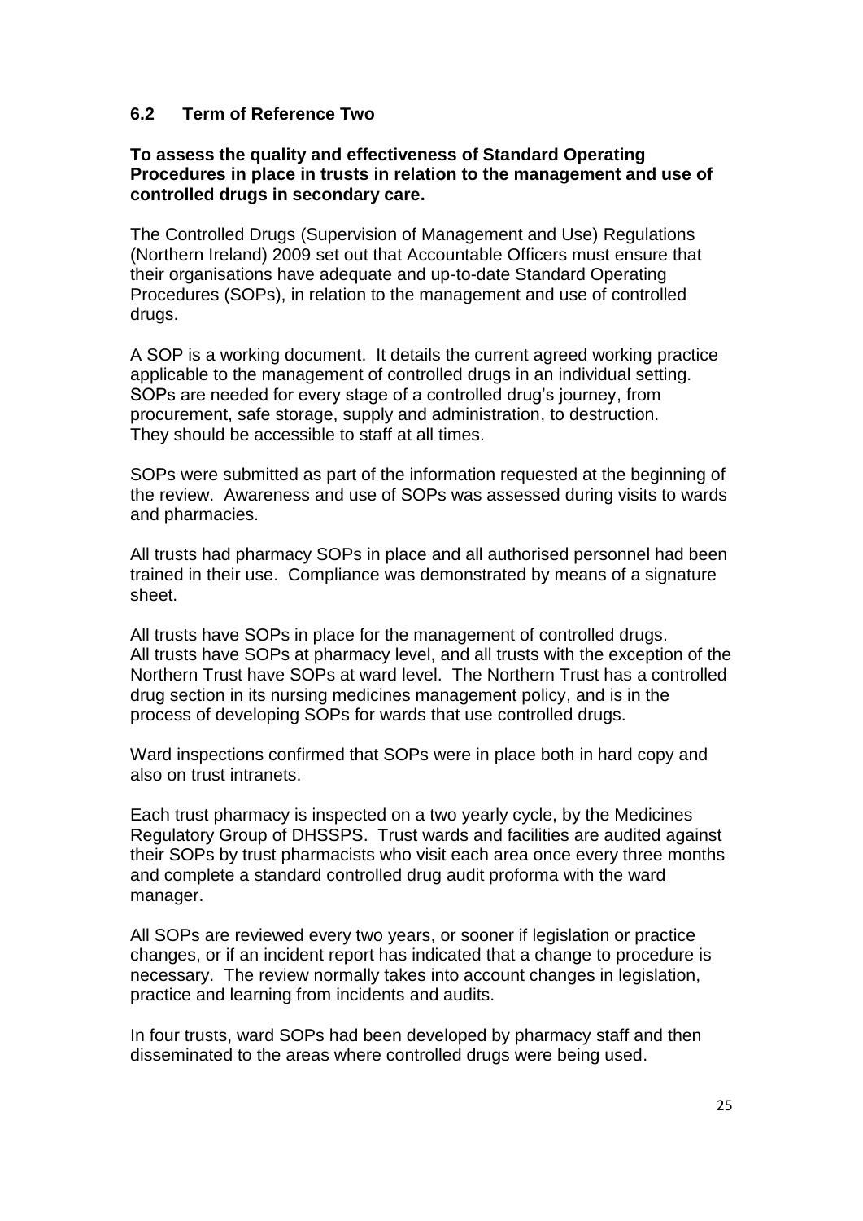## 6.2 Term of Reference Two

**To assess the quality and effectiveness of Standard Operating Procedures in place in trusts in relation to the management and use of controlled drugs in secondary care.**

The Controlled Drugs (Supervision of Management and Use) Regulations (Northern Ireland) 2009 set out that Accountable Officers must ensure that their organisations have adequate and up-to-date Standard Operating Procedures (SOPs), in relation to the management and use of controlled drugs.

A SOP is a working document. It details the current agreed working practice applicable to the management of controlled drugs in an individual setting. SOPs are needed for every stage of a controlled drug's journey, from procurement, safe storage, supply and administration, to destruction. They should be accessible to staff at all times.

SOPs were submitted as part of the information requested at the beginning of the review. Awareness and use of SOPs was assessed during visits to wards and pharmacies.

All trusts had pharmacy SOPs in place and all authorised personnel had been trained in their use. Compliance was demonstrated by means of a signature sheet.

All trusts have SOPs in place for the management of controlled drugs. All trusts have SOPs at pharmacy level, and all trusts with the exception of the Northern Trust have SOPs at ward level. The Northern Trust has a controlled drug section in its nursing medicines management policy, and is in the process of developing SOPs for wards that use controlled drugs.

Ward inspections confirmed that SOPs were in place both in hard copy and also on trust intranets.

Each trust pharmacy is inspected on a two yearly cycle, by the Medicines Regulatory Group of DHSSPS. Trust wards and facilities are audited against their SOPs by trust pharmacists who visit each area once every three months and complete a standard controlled drug audit proforma with the ward manager.

All SOPs are reviewed every two years, or sooner if legislation or practice changes, or if an incident report has indicated that a change to procedure is necessary. The review normally takes into account changes in legislation, practice and learning from incidents and audits.

In four trusts, ward SOPs had been developed by pharmacy staff and then disseminated to the areas where controlled drugs were being used.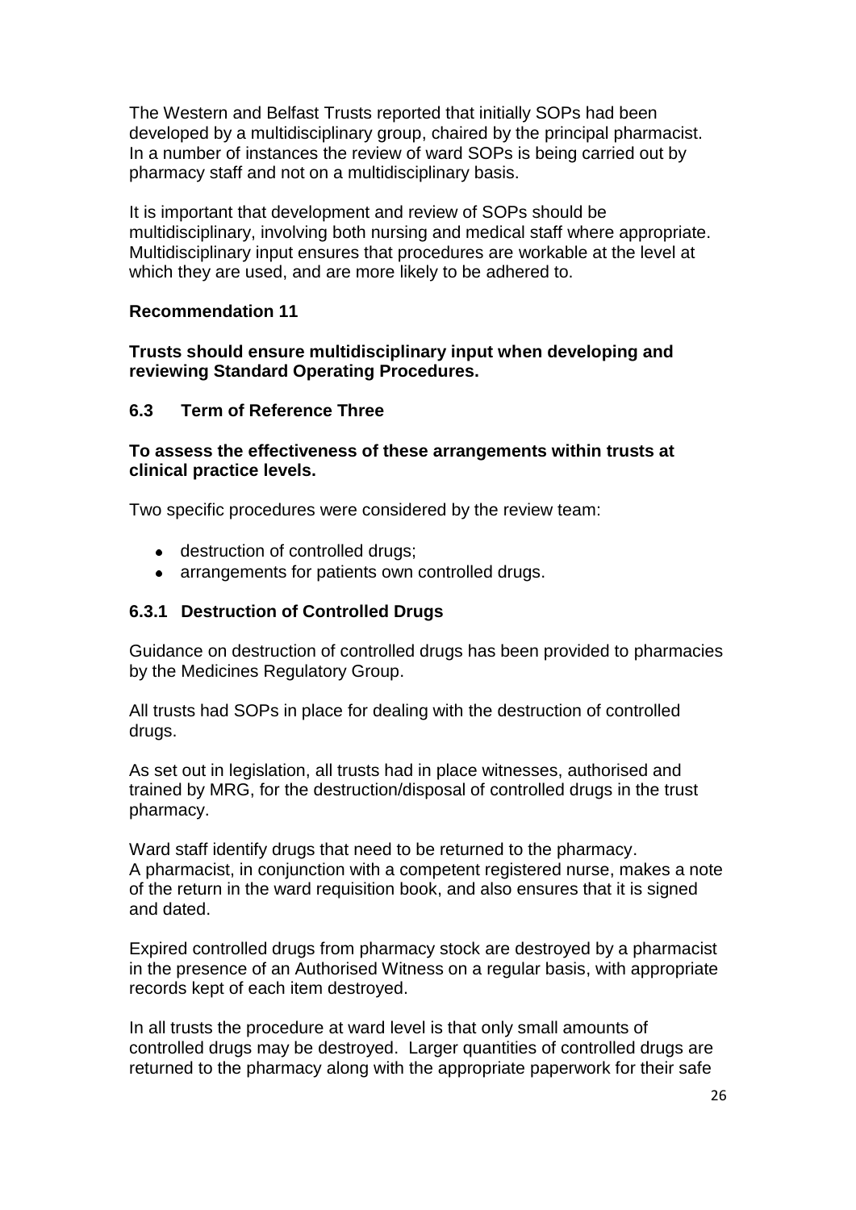The Western and Belfast Trusts reported that initially SOPs had been developed by a multidisciplinary group, chaired by the principal pharmacist. In a number of instances the review of ward SOPs is being carried out by pharmacy staff and not on a multidisciplinary basis.

It is important that development and review of SOPs should be multidisciplinary, involving both nursing and medical staff where appropriate. Multidisciplinary input ensures that procedures are workable at the level at which they are used, and are more likely to be adhered to.

**Recommendation 11**

**Trusts should ensure multidisciplinary input when developing and reviewing Standard Operating Procedures.**

### 6.3 Term of Reference Three

**To assess the effectiveness of these arrangements within trusts at clinical practice levels.**

Two specific procedures were considered by the review team:

- destruction of controlled drugs;
- arrangements for patients own controlled drugs.

#### 6.3.1 Destruction of Controlled Drugs

Guidance on destruction of controlled drugs has been provided to pharmacies by the Medicines Regulatory Group.

All trusts had SOPs in place for dealing with the destruction of controlled drugs.

As set out in legislation, all trusts had in place witnesses, authorised and trained by MRG, for the destruction/disposal of controlled drugs in the trust pharmacy.

Ward staff identify drugs that need to be returned to the pharmacy. A pharmacist, in conjunction with a competent registered nurse, makes a note of the return in the ward requisition book, and also ensures that it is signed and dated.

Expired controlled drugs from pharmacy stock are destroyed by a pharmacist in the presence of an Authorised Witness on a regular basis, with appropriate records kept of each item destroyed.

In all trusts the procedure at ward level is that only small amounts of controlled drugs may be destroyed. Larger quantities of controlled drugs are returned to the pharmacy along with the appropriate paperwork for their safe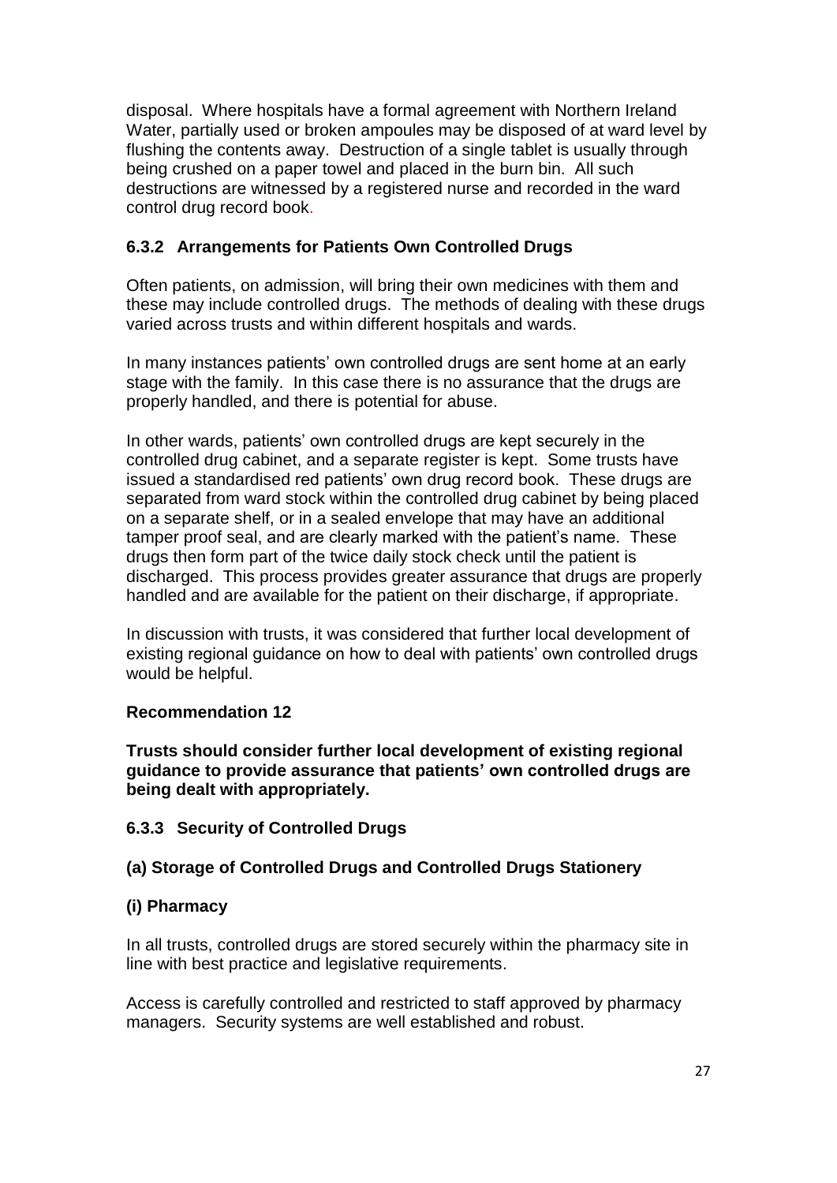disposal. Where hospitals have a formal agreement with Northern Ireland Water, partially used or broken ampoules may be disposed of at ward level by flushing the contents away. Destruction of a single tablet is usually through being crushed on a paper towel and placed in the burn bin. All such destructions are witnessed by a registered nurse and recorded in the ward control drug record book.

### 6.3.2 Arrangements for Patients Own Controlled Drugs

Often patients, on admission, will bring their own medicines with them and these may include controlled drugs. The methods of dealing with these drugs varied across trusts and within different hospitals and wards.

In many instances patients' own controlled drugs are sent home at an early stage with the family. In this case there is no assurance that the drugs are properly handled, and there is potential for abuse.

In other wards, patients' own controlled drugs are kept securely in the controlled drug cabinet, and a separate register is kept. Some trusts have issued a standardised red patients' own drug record book. These drugs are separated from ward stock within the controlled drug cabinet by being placed on a separate shelf, or in a sealed envelope that may have an additional tamper proof seal, and are clearly marked with the patient's name. These drugs then form part of the twice daily stock check until the patient is discharged. This process provides greater assurance that drugs are properly handled and are available for the patient on their discharge, if appropriate.

In discussion with trusts, it was considered that further local development of existing regional guidance on how to deal with patients' own controlled drugs would be helpful.

**Recommendation 12**

**Trusts should consider further local development of existing regional guidance to provide assurance that patients' own controlled drugs are being dealt with appropriately.**

### 6.3.3 Security of Controlled Drugs

#### (a) Storage of Controlled Drugs and Controlled Drugs Stationery

#### (i) Pharmacy

In all trusts, controlled drugs are stored securely within the pharmacy site in line with best practice and legislative requirements.

Access is carefully controlled and restricted to staff approved by pharmacy managers. Security systems are well established and robust.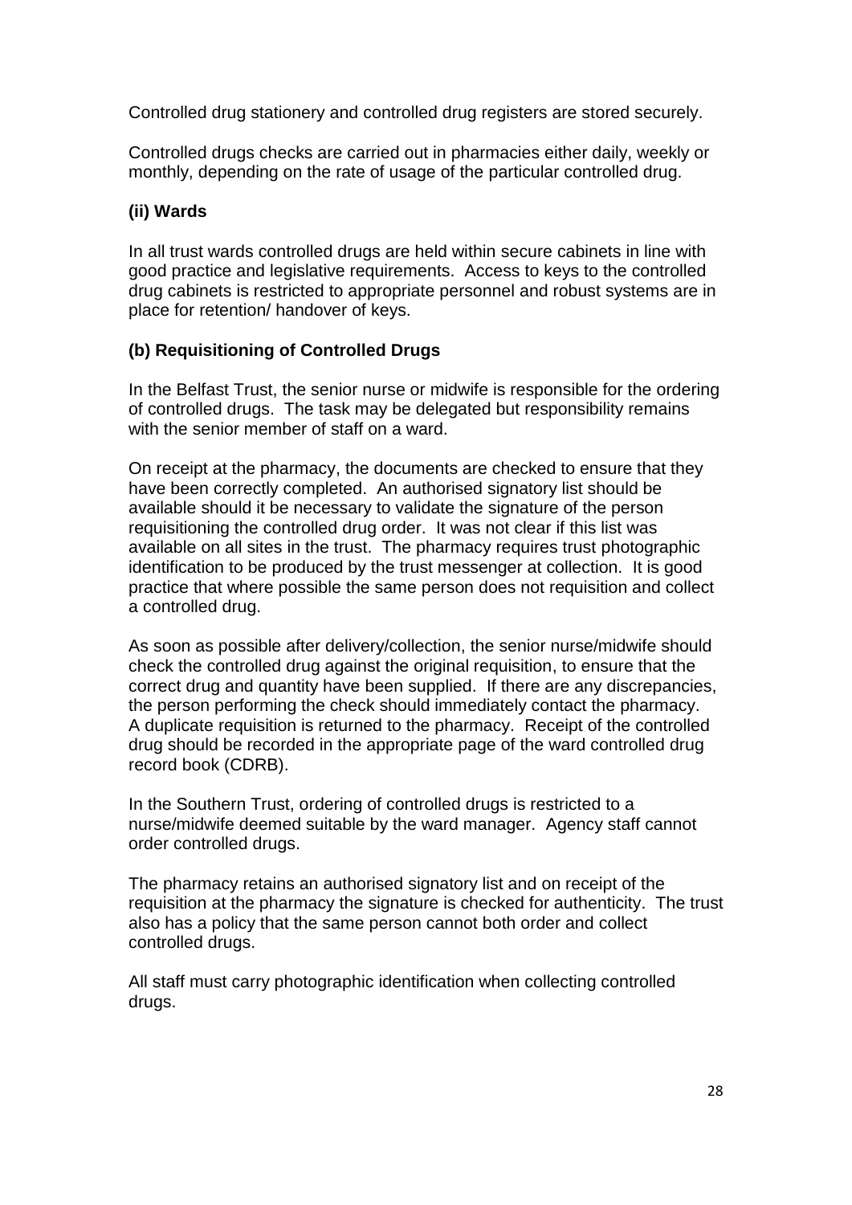Controlled drug stationery and controlled drug registers are stored securely.

Controlled drugs checks are carried out in pharmacies either daily, weekly or monthly, depending on the rate of usage of the particular controlled drug.

### (ii) Wards

In all trust wards controlled drugs are held within secure cabinets in line with good practice and legislative requirements. Access to keys to the controlled drug cabinets is restricted to appropriate personnel and robust systems are in place for retention/ handover of keys.

### (b) Requisitioning of Controlled Drugs

In the Belfast Trust, the senior nurse or midwife is responsible for the ordering of controlled drugs. The task may be delegated but responsibility remains with the senior member of staff on a ward.

On receipt at the pharmacy, the documents are checked to ensure that they have been correctly completed. An authorised signatory list should be available should it be necessary to validate the signature of the person requisitioning the controlled drug order. It was not clear if this list was available on all sites in the trust. The pharmacy requires trust photographic identification to be produced by the trust messenger at collection. It is good practice that where possible the same person does not requisition and collect a controlled drug.

As soon as possible after delivery/collection, the senior nurse/midwife should check the controlled drug against the original requisition, to ensure that the correct drug and quantity have been supplied. If there are any discrepancies, the person performing the check should immediately contact the pharmacy. A duplicate requisition is returned to the pharmacy. Receipt of the controlled drug should be recorded in the appropriate page of the ward controlled drug record book (CDRB).

In the Southern Trust, ordering of controlled drugs is restricted to a nurse/midwife deemed suitable by the ward manager. Agency staff cannot order controlled drugs.

The pharmacy retains an authorised signatory list and on receipt of the requisition at the pharmacy the signature is checked for authenticity. The trust also has a policy that the same person cannot both order and collect controlled drugs.

All staff must carry photographic identification when collecting controlled drugs.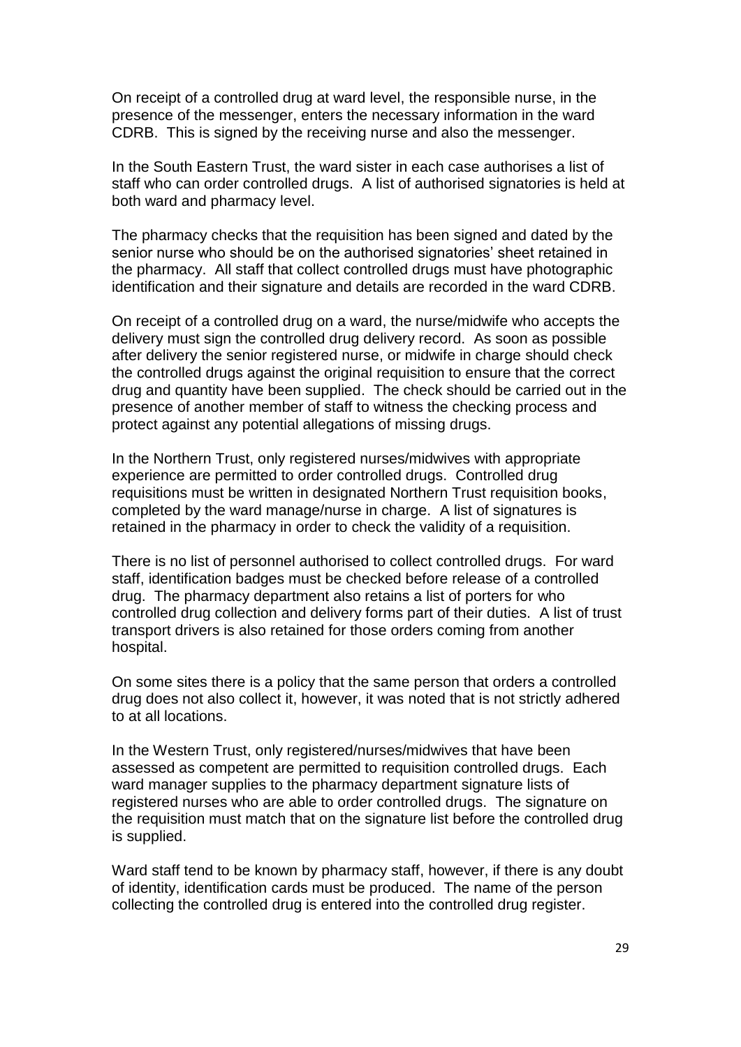On receipt of a controlled drug at ward level, the responsible nurse, in the presence of the messenger, enters the necessary information in the ward CDRB. This is signed by the receiving nurse and also the messenger.

In the South Eastern Trust, the ward sister in each case authorises a list of staff who can order controlled drugs. A list of authorised signatories is held at both ward and pharmacy level.

The pharmacy checks that the requisition has been signed and dated by the senior nurse who should be on the authorised signatories' sheet retained in the pharmacy. All staff that collect controlled drugs must have photographic identification and their signature and details are recorded in the ward CDRB.

On receipt of a controlled drug on a ward, the nurse/midwife who accepts the delivery must sign the controlled drug delivery record. As soon as possible after delivery the senior registered nurse, or midwife in charge should check the controlled drugs against the original requisition to ensure that the correct drug and quantity have been supplied. The check should be carried out in the presence of another member of staff to witness the checking process and protect against any potential allegations of missing drugs.

In the Northern Trust, only registered nurses/midwives with appropriate experience are permitted to order controlled drugs. Controlled drug requisitions must be written in designated Northern Trust requisition books, completed by the ward manage/nurse in charge. A list of signatures is retained in the pharmacy in order to check the validity of a requisition.

There is no list of personnel authorised to collect controlled drugs. For ward staff, identification badges must be checked before release of a controlled drug. The pharmacy department also retains a list of porters for who controlled drug collection and delivery forms part of their duties. A list of trust transport drivers is also retained for those orders coming from another hospital.

On some sites there is a policy that the same person that orders a controlled drug does not also collect it, however, it was noted that is not strictly adhered to at all locations.

In the Western Trust, only registered/nurses/midwives that have been assessed as competent are permitted to requisition controlled drugs. Each ward manager supplies to the pharmacy department signature lists of registered nurses who are able to order controlled drugs. The signature on the requisition must match that on the signature list before the controlled drug is supplied.

Ward staff tend to be known by pharmacy staff, however, if there is any doubt of identity, identification cards must be produced. The name of the person collecting the controlled drug is entered into the controlled drug register.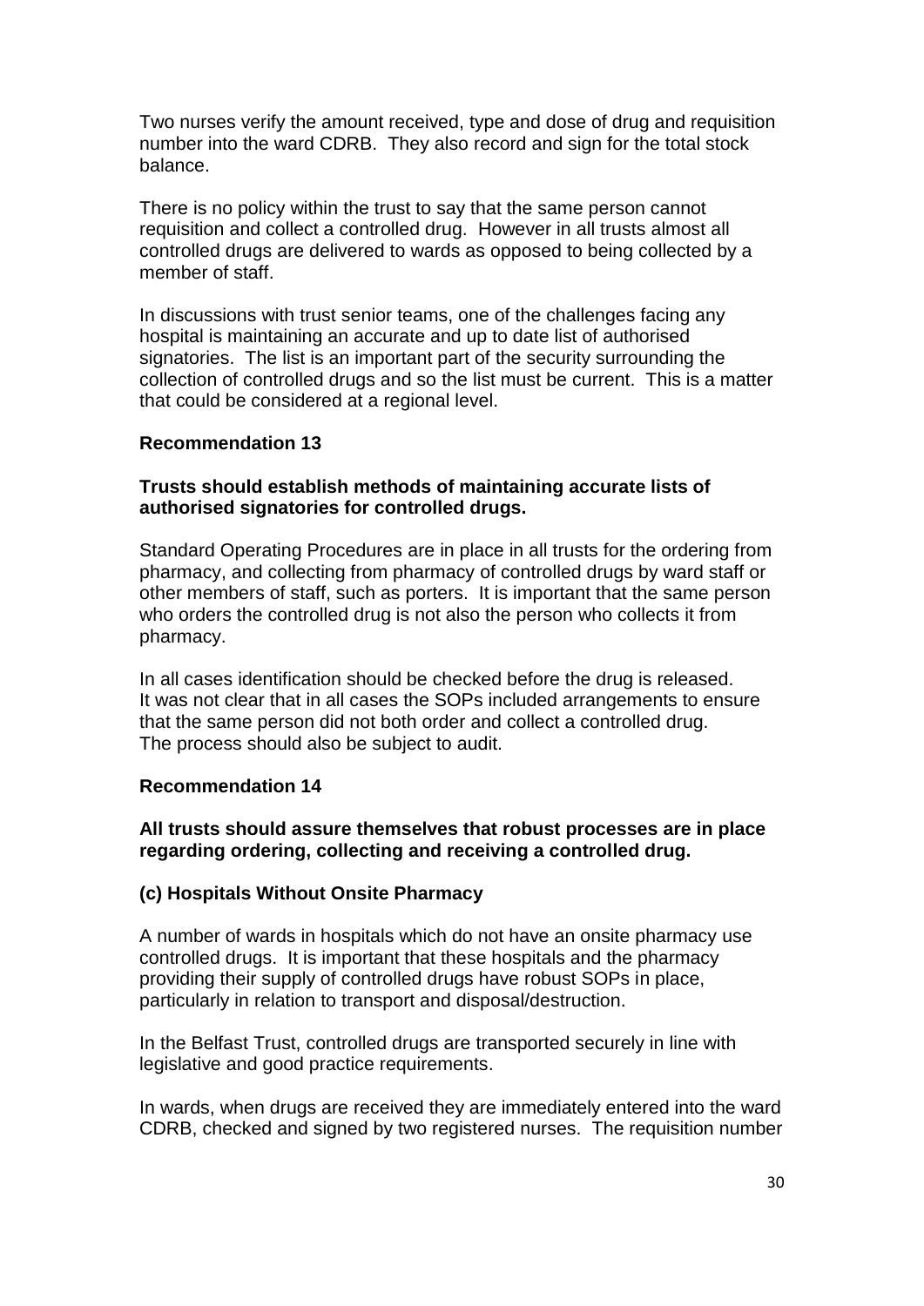Two nurses verify the amount received, type and dose of drug and requisition number into the ward CDRB. They also record and sign for the total stock balance.

There is no policy within the trust to say that the same person cannot requisition and collect a controlled drug. However in all trusts almost all controlled drugs are delivered to wards as opposed to being collected by a member of staff.

In discussions with trust senior teams, one of the challenges facing any hospital is maintaining an accurate and up to date list of authorised signatories. The list is an important part of the security surrounding the collection of controlled drugs and so the list must be current. This is a matter that could be considered at a regional level.

**Recommendation 13**

**Trusts should establish methods of maintaining accurate lists of authorised signatories for controlled drugs.**

Standard Operating Procedures are in place in all trusts for the ordering from pharmacy, and collecting from pharmacy of controlled drugs by ward staff or other members of staff, such as porters. It is important that the same person who orders the controlled drug is not also the person who collects it from pharmacy.

In all cases identification should be checked before the drug is released. It was not clear that in all cases the SOPs included arrangements to ensure that the same person did not both order and collect a controlled drug. The process should also be subject to audit.

**Recommendation 14**

**All trusts should assure themselves that robust processes are in place regarding ordering, collecting and receiving a controlled drug.**

### (c) Hospitals Without Onsite Pharmacy

A number of wards in hospitals which do not have an onsite pharmacy use controlled drugs. It is important that these hospitals and the pharmacy providing their supply of controlled drugs have robust SOPs in place, particularly in relation to transport and disposal/destruction.

In the Belfast Trust, controlled drugs are transported securely in line with legislative and good practice requirements.

In wards, when drugs are received they are immediately entered into the ward CDRB, checked and signed by two registered nurses. The requisition number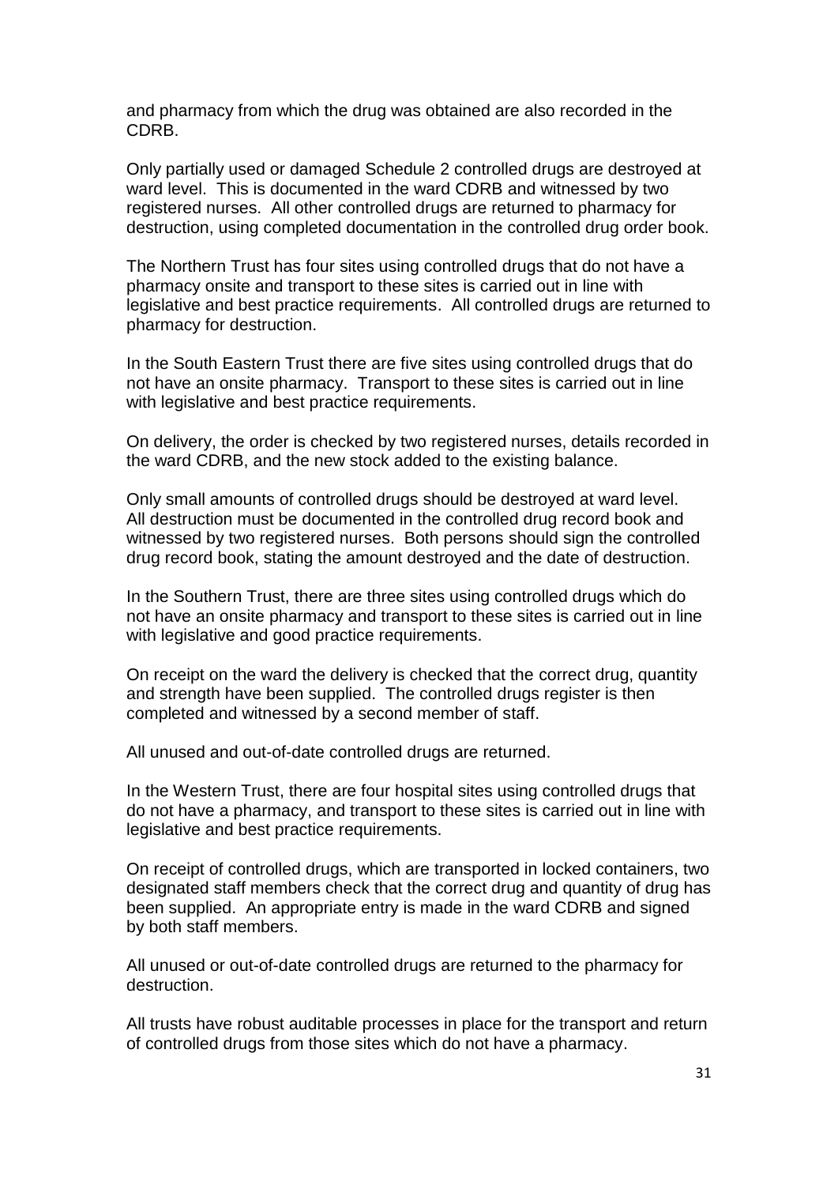and pharmacy from which the drug was obtained are also recorded in the CDRB.

Only partially used or damaged Schedule 2 controlled drugs are destroyed at ward level. This is documented in the ward CDRB and witnessed by two registered nurses. All other controlled drugs are returned to pharmacy for destruction, using completed documentation in the controlled drug order book.

The Northern Trust has four sites using controlled drugs that do not have a pharmacy onsite and transport to these sites is carried out in line with legislative and best practice requirements. All controlled drugs are returned to pharmacy for destruction.

In the South Eastern Trust there are five sites using controlled drugs that do not have an onsite pharmacy. Transport to these sites is carried out in line with legislative and best practice requirements.

On delivery, the order is checked by two registered nurses, details recorded in the ward CDRB, and the new stock added to the existing balance.

Only small amounts of controlled drugs should be destroyed at ward level. All destruction must be documented in the controlled drug record book and witnessed by two registered nurses. Both persons should sign the controlled drug record book, stating the amount destroyed and the date of destruction.

In the Southern Trust, there are three sites using controlled drugs which do not have an onsite pharmacy and transport to these sites is carried out in line with legislative and good practice requirements.

On receipt on the ward the delivery is checked that the correct drug, quantity and strength have been supplied. The controlled drugs register is then completed and witnessed by a second member of staff.

All unused and out-of-date controlled drugs are returned.

In the Western Trust, there are four hospital sites using controlled drugs that do not have a pharmacy, and transport to these sites is carried out in line with legislative and best practice requirements.

On receipt of controlled drugs, which are transported in locked containers, two designated staff members check that the correct drug and quantity of drug has been supplied. An appropriate entry is made in the ward CDRB and signed by both staff members.

All unused or out-of-date controlled drugs are returned to the pharmacy for destruction.

All trusts have robust auditable processes in place for the transport and return of controlled drugs from those sites which do not have a pharmacy.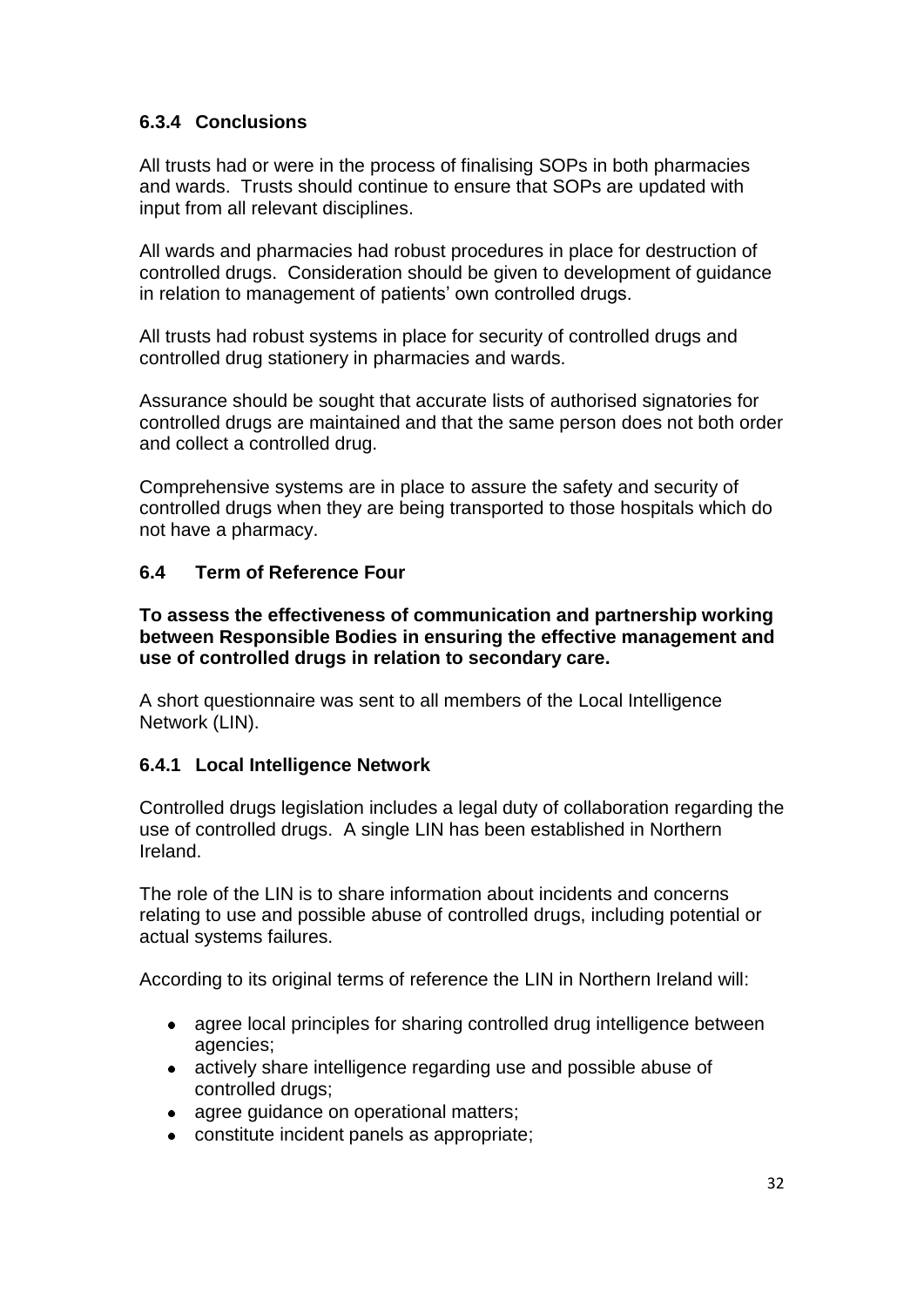### 6.3.4 Conclusions

All trusts had or were in the process of finalising SOPs in both pharmacies and wards. Trusts should continue to ensure that SOPs are updated with input from all relevant disciplines.

All wards and pharmacies had robust procedures in place for destruction of controlled drugs. Consideration should be given to development of guidance in relation to management of patients' own controlled drugs.

All trusts had robust systems in place for security of controlled drugs and controlled drug stationery in pharmacies and wards.

Assurance should be sought that accurate lists of authorised signatories for controlled drugs are maintained and that the same person does not both order and collect a controlled drug.

Comprehensive systems are in place to assure the safety and security of controlled drugs when they are being transported to those hospitals which do not have a pharmacy.

### 6.4 Term of Reference Four

**To assess the effectiveness of communication and partnership working between Responsible Bodies in ensuring the effective management and use of controlled drugs in relation to secondary care.**

A short questionnaire was sent to all members of the Local Intelligence Network (LIN).

### 6.4.1 Local Intelligence Network

Controlled drugs legislation includes a legal duty of collaboration regarding the use of controlled drugs. A single LIN has been established in Northern Ireland.

The role of the LIN is to share information about incidents and concerns relating to use and possible abuse of controlled drugs, including potential or actual systems failures.

According to its original terms of reference the LIN in Northern Ireland will:

- agree local principles for sharing controlled drug intelligence between agencies;
- actively share intelligence regarding use and possible abuse of controlled drugs;
- agree guidance on operational matters;
- constitute incident panels as appropriate;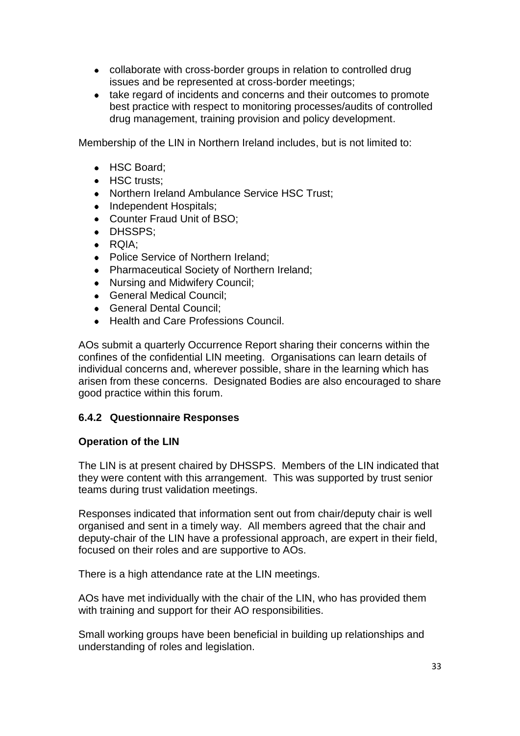- collaborate with cross-border groups in relation to controlled drug issues and be represented at cross-border meetings;
- take regard of incidents and concerns and their outcomes to promote best practice with respect to monitoring processes/audits of controlled drug management, training provision and policy development.

Membership of the LIN in Northern Ireland includes, but is not limited to:

- HSC Board;
- HSC trusts;
- Northern Ireland Ambulance Service HSC Trust;
- Independent Hospitals;
- Counter Fraud Unit of BSO;
- DHSSPS;
- RQIA;
- Police Service of Northern Ireland;
- Pharmaceutical Society of Northern Ireland;
- Nursing and Midwifery Council;
- General Medical Council;
- General Dental Council;
- Health and Care Professions Council.

AOs submit a quarterly Occurrence Report sharing their concerns within the confines of the confidential LIN meeting. Organisations can learn details of individual concerns and, wherever possible, share in the learning which has arisen from these concerns. Designated Bodies are also encouraged to share good practice within this forum.

### 6.4.2 Questionnaire Responses

**Operation of the LIN**

The LIN is at present chaired by DHSSPS. Members of the LIN indicated that they were content with this arrangement. This was supported by trust senior teams during trust validation meetings.

Responses indicated that information sent out from chair/deputy chair is well organised and sent in a timely way. All members agreed that the chair and deputy-chair of the LIN have a professional approach, are expert in their field, focused on their roles and are supportive to AOs.

There is a high attendance rate at the LIN meetings.

AOs have met individually with the chair of the LIN, who has provided them with training and support for their AO responsibilities.

Small working groups have been beneficial in building up relationships and understanding of roles and legislation.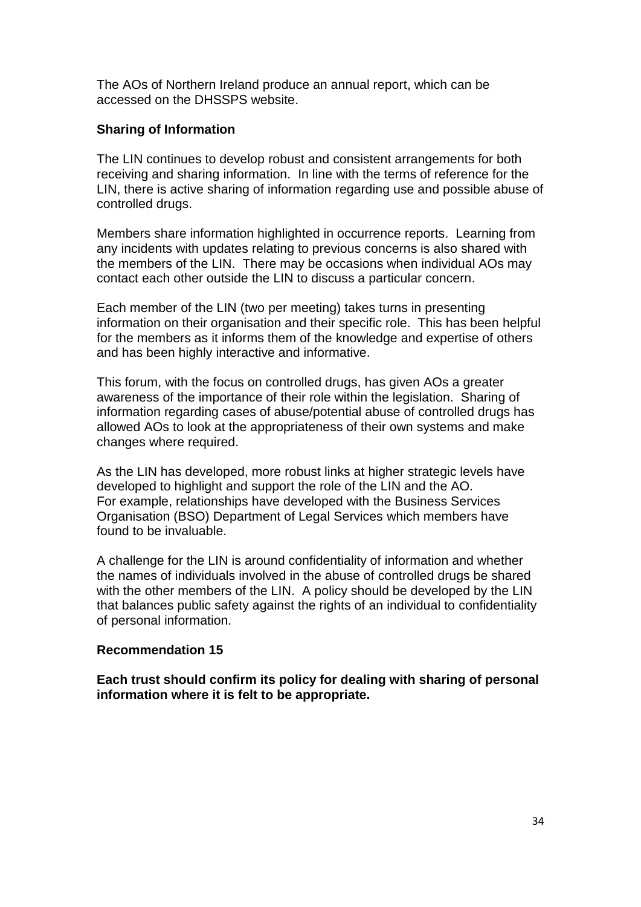The AOs of Northern Ireland produce an annual report, which can be accessed on the DHSSPS website.

**Sharing of Information**

The LIN continues to develop robust and consistent arrangements for both receiving and sharing information. In line with the terms of reference for the LIN, there is active sharing of information regarding use and possible abuse of controlled drugs.

Members share information highlighted in occurrence reports. Learning from any incidents with updates relating to previous concerns is also shared with the members of the LIN. There may be occasions when individual AOs may contact each other outside the LIN to discuss a particular concern.

Each member of the LIN (two per meeting) takes turns in presenting information on their organisation and their specific role. This has been helpful for the members as it informs them of the knowledge and expertise of others and has been highly interactive and informative.

This forum, with the focus on controlled drugs, has given AOs a greater awareness of the importance of their role within the legislation. Sharing of information regarding cases of abuse/potential abuse of controlled drugs has allowed AOs to look at the appropriateness of their own systems and make changes where required.

As the LIN has developed, more robust links at higher strategic levels have developed to highlight and support the role of the LIN and the AO. For example, relationships have developed with the Business Services Organisation (BSO) Department of Legal Services which members have found to be invaluable.

A challenge for the LIN is around confidentiality of information and whether the names of individuals involved in the abuse of controlled drugs be shared with the other members of the LIN. A policy should be developed by the LIN that balances public safety against the rights of an individual to confidentiality of personal information.

**Recommendation 15**

**Each trust should confirm its policy for dealing with sharing of personal information where it is felt to be appropriate.**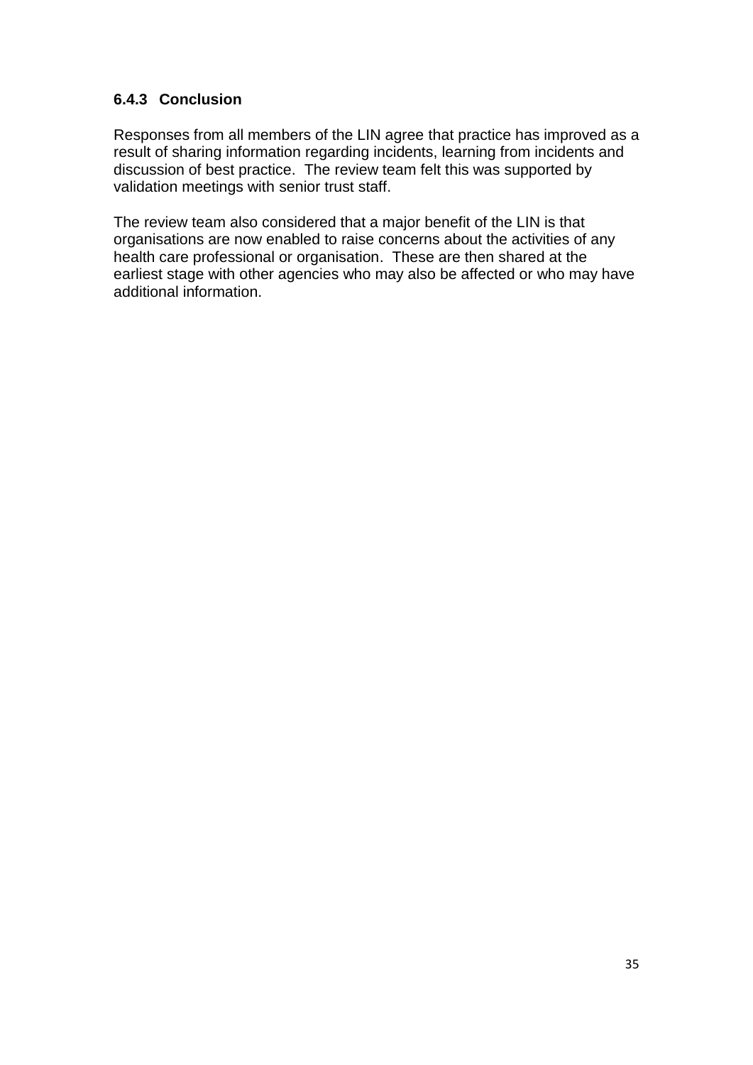### 6.4.3 Conclusion

Responses from all members of the LIN agree that practice has improved as a result of sharing information regarding incidents, learning from incidents and discussion of best practice. The review team felt this was supported by validation meetings with senior trust staff.

The review team also considered that a major benefit of the LIN is that organisations are now enabled to raise concerns about the activities of any health care professional or organisation. These are then shared at the earliest stage with other agencies who may also be affected or who may have additional information.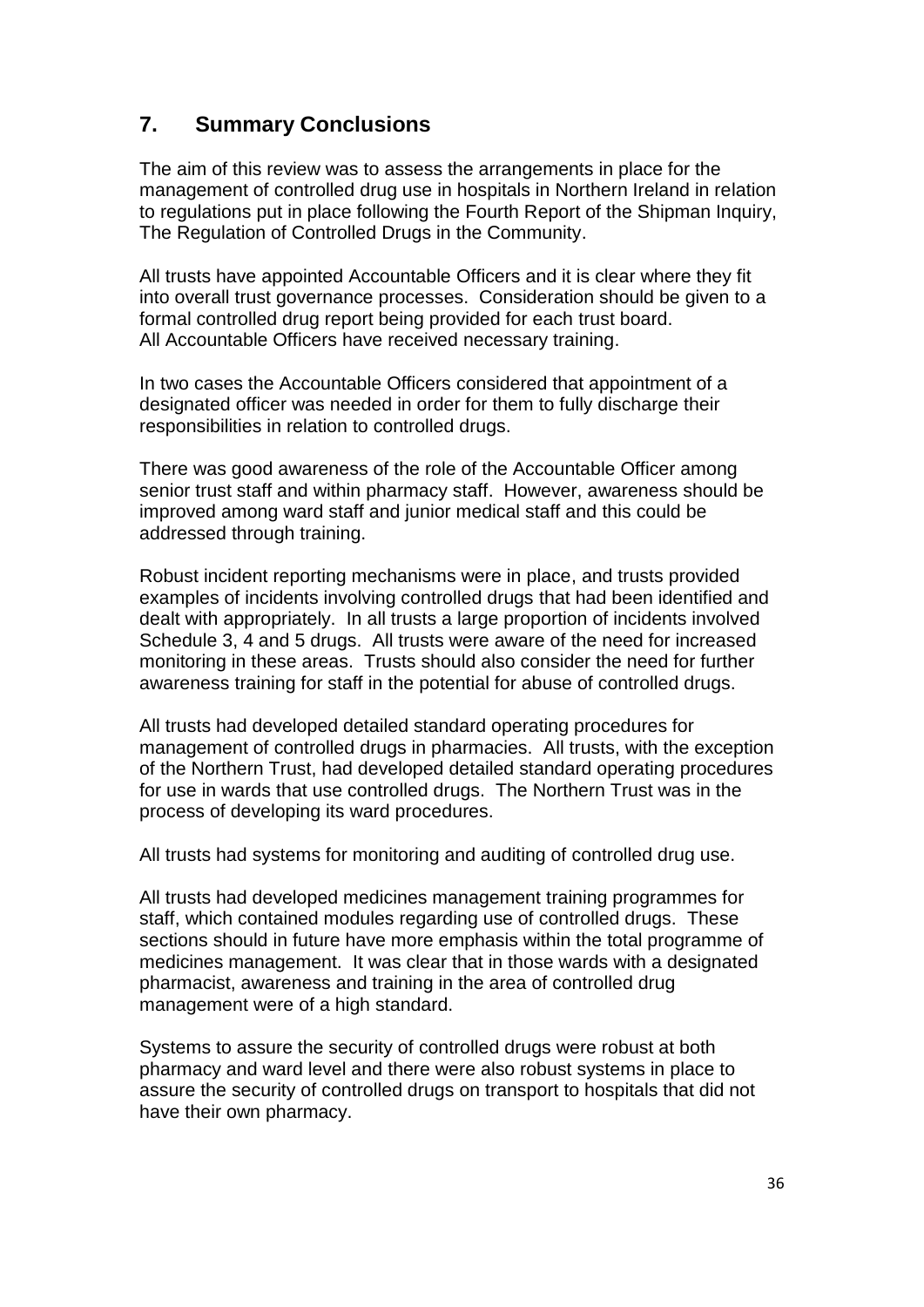## 7. Summary Conclusions

The aim of this review was to assess the arrangements in place for the management of controlled drug use in hospitals in Northern Ireland in relation to regulations put in place following the Fourth Report of the Shipman Inquiry, The Regulation of Controlled Drugs in the Community.

All trusts have appointed Accountable Officers and it is clear where they fit into overall trust governance processes. Consideration should be given to a formal controlled drug report being provided for each trust board. All Accountable Officers have received necessary training.

In two cases the Accountable Officers considered that appointment of a designated officer was needed in order for them to fully discharge their responsibilities in relation to controlled drugs.

There was good awareness of the role of the Accountable Officer among senior trust staff and within pharmacy staff. However, awareness should be improved among ward staff and junior medical staff and this could be addressed through training.

Robust incident reporting mechanisms were in place, and trusts provided examples of incidents involving controlled drugs that had been identified and dealt with appropriately. In all trusts a large proportion of incidents involved Schedule 3, 4 and 5 drugs. All trusts were aware of the need for increased monitoring in these areas. Trusts should also consider the need for further awareness training for staff in the potential for abuse of controlled drugs.

All trusts had developed detailed standard operating procedures for management of controlled drugs in pharmacies. All trusts, with the exception of the Northern Trust, had developed detailed standard operating procedures for use in wards that use controlled drugs. The Northern Trust was in the process of developing its ward procedures.

All trusts had systems for monitoring and auditing of controlled drug use.

All trusts had developed medicines management training programmes for staff, which contained modules regarding use of controlled drugs. These sections should in future have more emphasis within the total programme of medicines management. It was clear that in those wards with a designated pharmacist, awareness and training in the area of controlled drug management were of a high standard.

Systems to assure the security of controlled drugs were robust at both pharmacy and ward level and there were also robust systems in place to assure the security of controlled drugs on transport to hospitals that did not have their own pharmacy.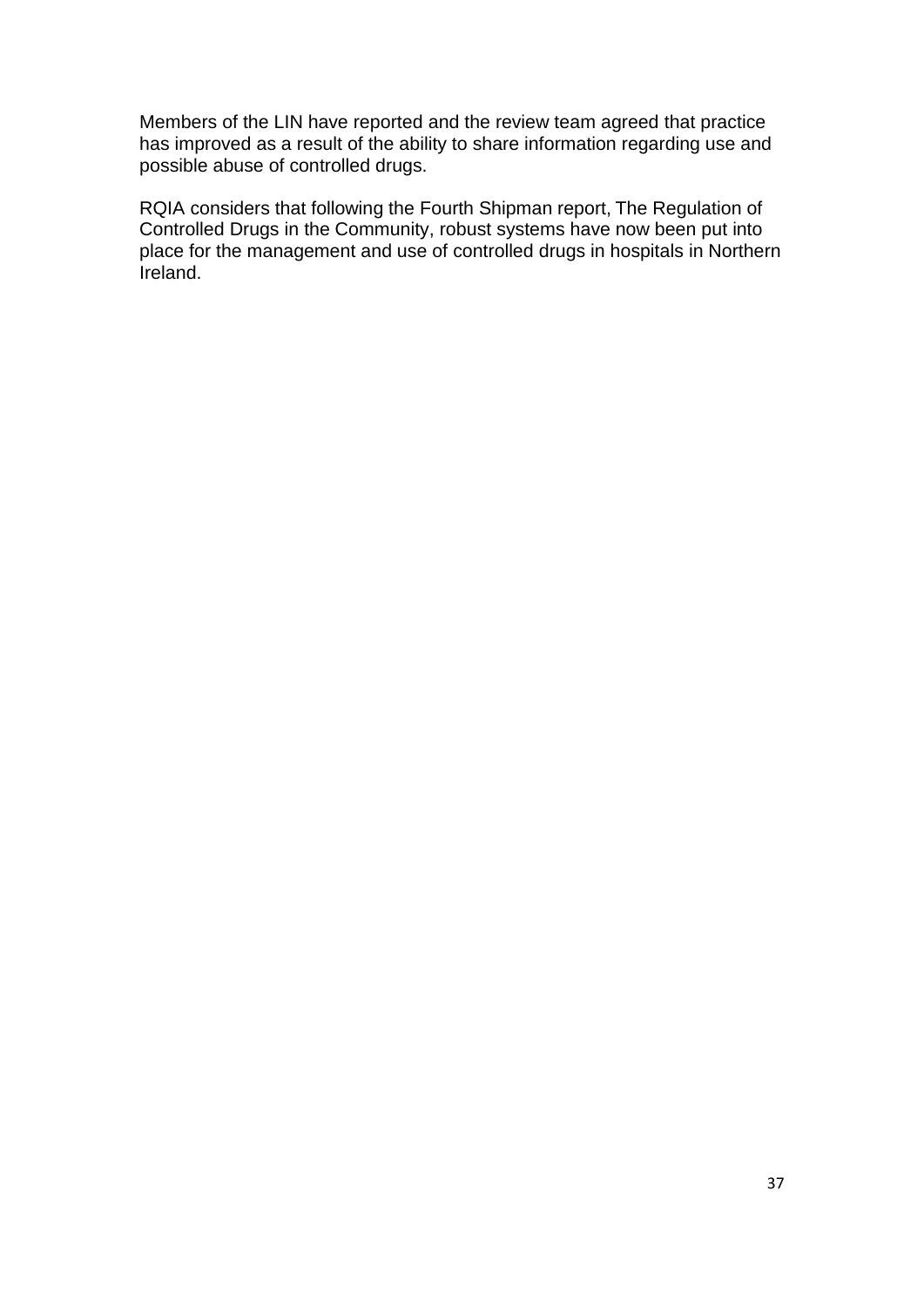Members of the LIN have reported and the review team agreed that practice has improved as a result of the ability to share information regarding use and possible abuse of controlled drugs.

RQIA considers that following the Fourth Shipman report, The Regulation of Controlled Drugs in the Community, robust systems have now been put into place for the management and use of controlled drugs in hospitals in Northern Ireland.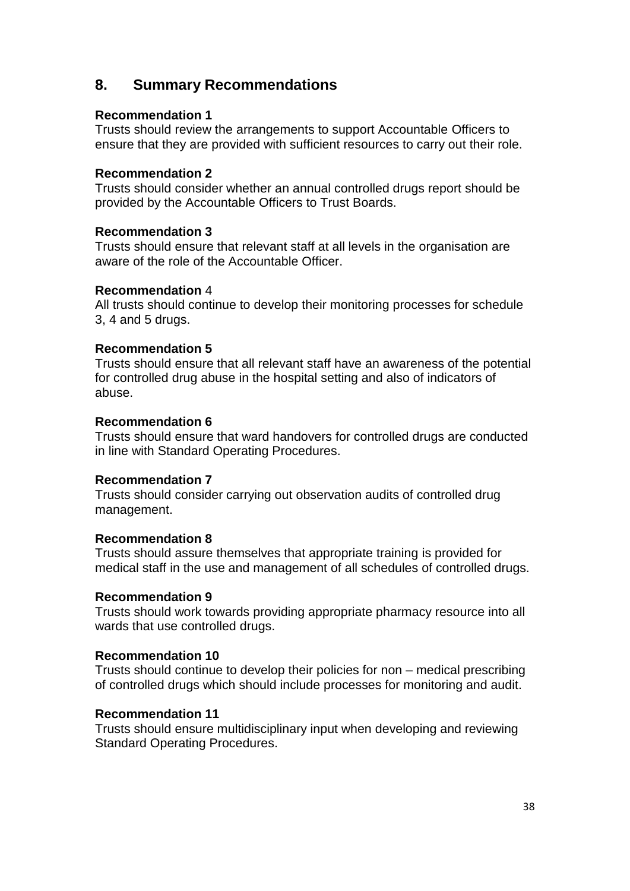## 8. Summary Recommendations

**Recommendation 1**
Trusts should review the arrangements to support Accountable Officers to ensure that they are provided with sufficient resources to carry out their role.

**Recommendation 2**
Trusts should consider whether an annual controlled drugs report should be provided by the Accountable Officers to Trust Boards.

**Recommendation 3**
Trusts should ensure that relevant staff at all levels in the organisation are aware of the role of the Accountable Officer.

**Recommendation** 4
All trusts should continue to develop their monitoring processes for schedule 3, 4 and 5 drugs.

**Recommendation 5**
Trusts should ensure that all relevant staff have an awareness of the potential for controlled drug abuse in the hospital setting and also of indicators of abuse.

**Recommendation 6**
Trusts should ensure that ward handovers for controlled drugs are conducted in line with Standard Operating Procedures.

**Recommendation 7**
Trusts should consider carrying out observation audits of controlled drug management.

**Recommendation 8**
Trusts should assure themselves that appropriate training is provided for medical staff in the use and management of all schedules of controlled drugs.

**Recommendation 9**
Trusts should work towards providing appropriate pharmacy resource into all wards that use controlled drugs.

**Recommendation 10**
Trusts should continue to develop their policies for non – medical prescribing of controlled drugs which should include processes for monitoring and audit.

**Recommendation 11**
Trusts should ensure multidisciplinary input when developing and reviewing Standard Operating Procedures.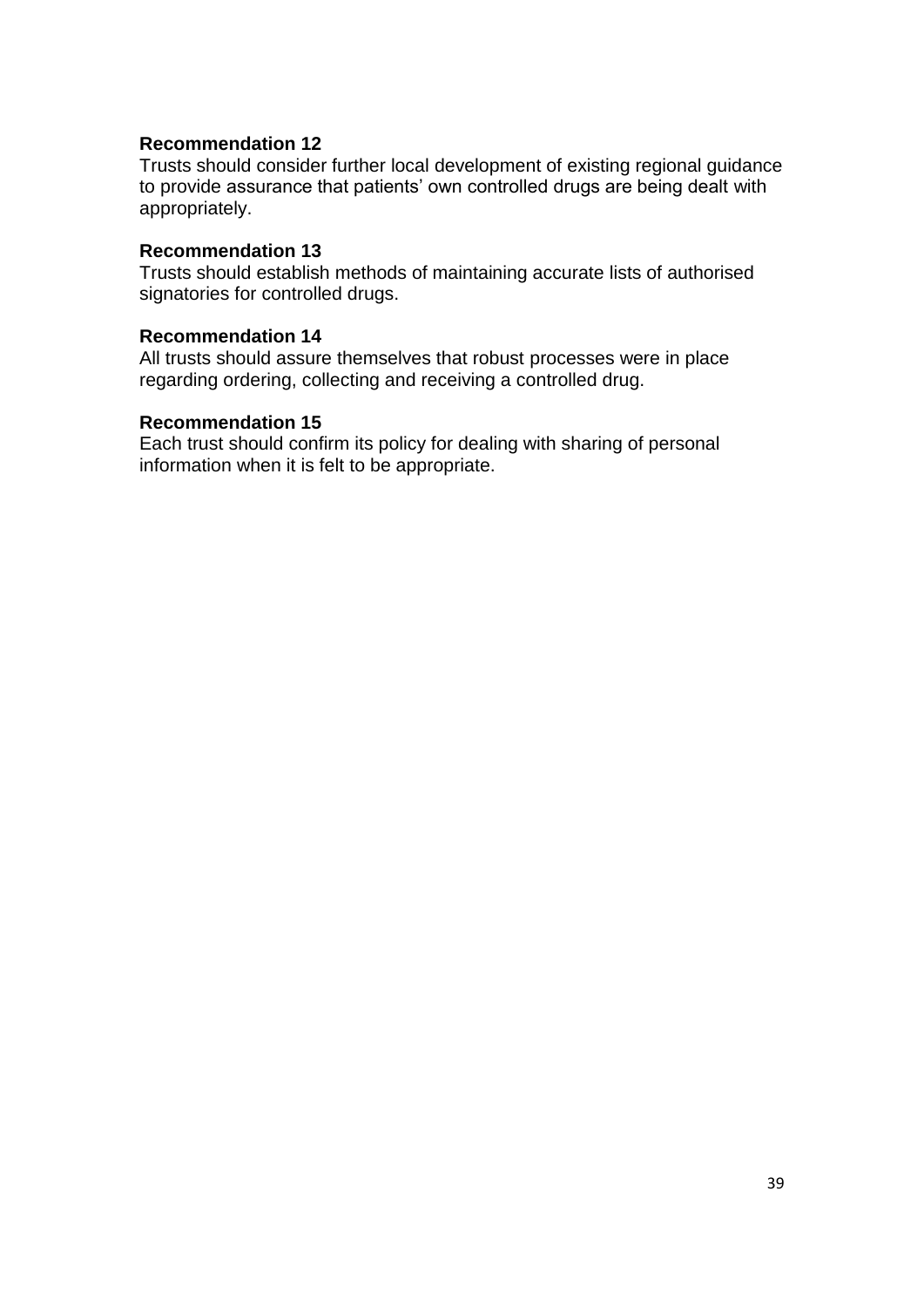**Recommendation 12**
Trusts should consider further local development of existing regional guidance to provide assurance that patients' own controlled drugs are being dealt with appropriately.

**Recommendation 13**
Trusts should establish methods of maintaining accurate lists of authorised signatories for controlled drugs.

**Recommendation 14**
All trusts should assure themselves that robust processes were in place regarding ordering, collecting and receiving a controlled drug.

**Recommendation 15**
Each trust should confirm its policy for dealing with sharing of personal information when it is felt to be appropriate.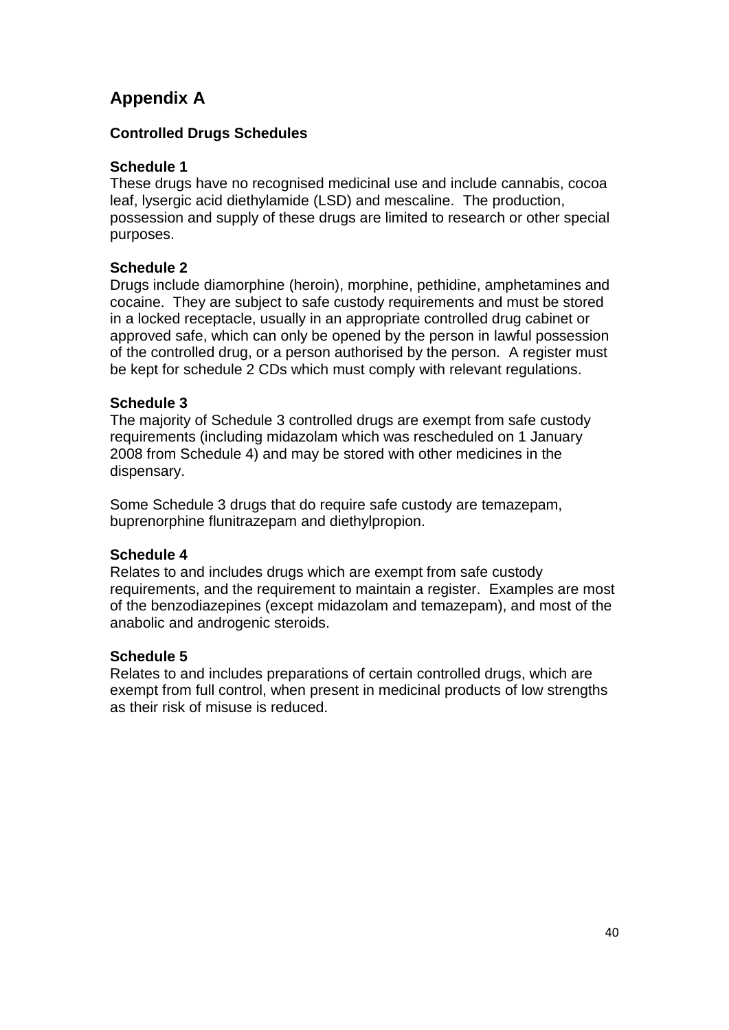# Appendix A

## Controlled Drugs Schedules

### Schedule 1

These drugs have no recognised medicinal use and include cannabis, cocoa leaf, lysergic acid diethylamide (LSD) and mescaline. The production, possession and supply of these drugs are limited to research or other special purposes.

### Schedule 2

Drugs include diamorphine (heroin), morphine, pethidine, amphetamines and cocaine. They are subject to safe custody requirements and must be stored in a locked receptacle, usually in an appropriate controlled drug cabinet or approved safe, which can only be opened by the person in lawful possession of the controlled drug, or a person authorised by the person. A register must be kept for schedule 2 CDs which must comply with relevant regulations.

### Schedule 3

The majority of Schedule 3 controlled drugs are exempt from safe custody requirements (including midazolam which was rescheduled on 1 January 2008 from Schedule 4) and may be stored with other medicines in the dispensary.

Some Schedule 3 drugs that do require safe custody are temazepam, buprenorphine flunitrazepam and diethylpropion.

### Schedule 4

Relates to and includes drugs which are exempt from safe custody requirements, and the requirement to maintain a register. Examples are most of the benzodiazepines (except midazolam and temazepam), and most of the anabolic and androgenic steroids.

### Schedule 5

Relates to and includes preparations of certain controlled drugs, which are exempt from full control, when present in medicinal products of low strengths as their risk of misuse is reduced.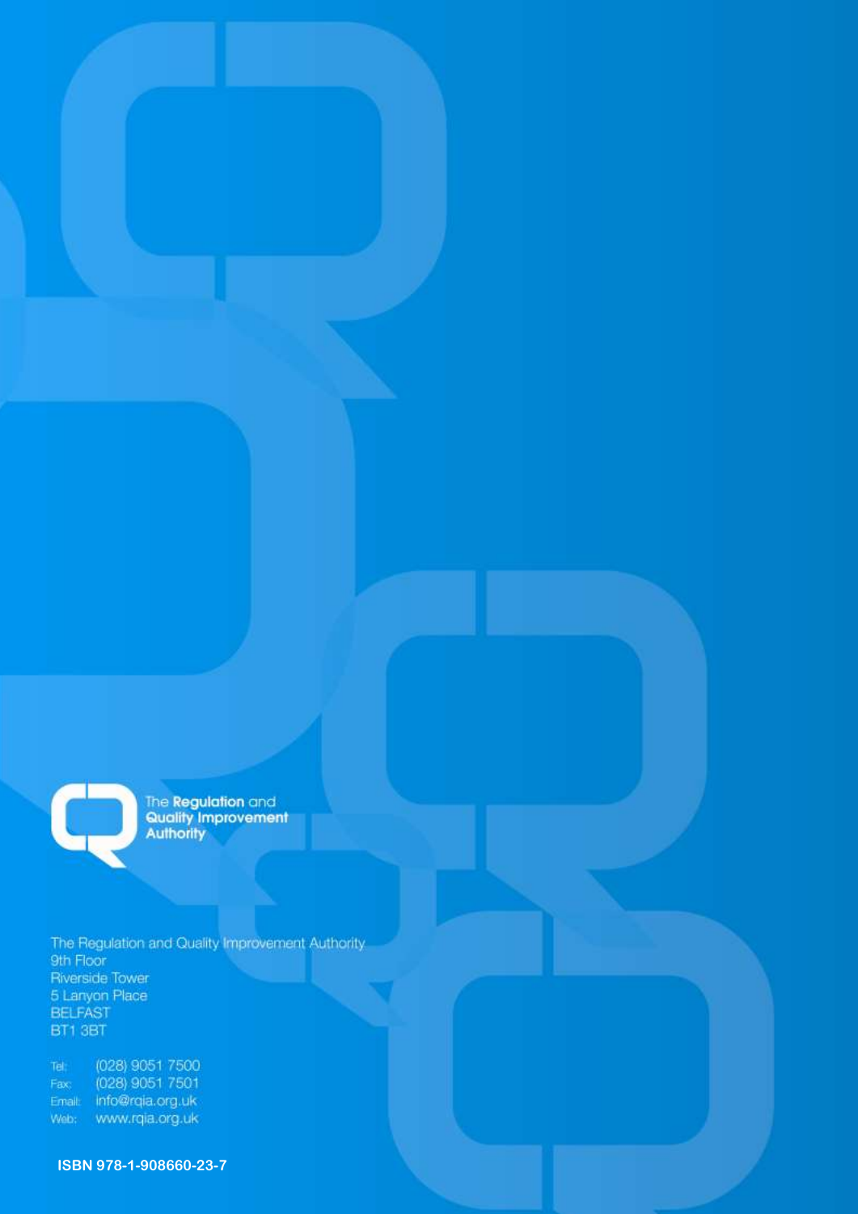The **Regulation** and **Quality Improvement Authority**

The Regulation and Quality Improvement Authority
9th Floor
Riverside Tower
5 Lanyon Place
BELFAST
BT1 3BT

Tel: (028) 9051 7500
Fax: (028) 9051 7501
Email: info@rqia.org.uk
Web: www.rqia.org.uk

**ISBN 978-1-908660-23-7**